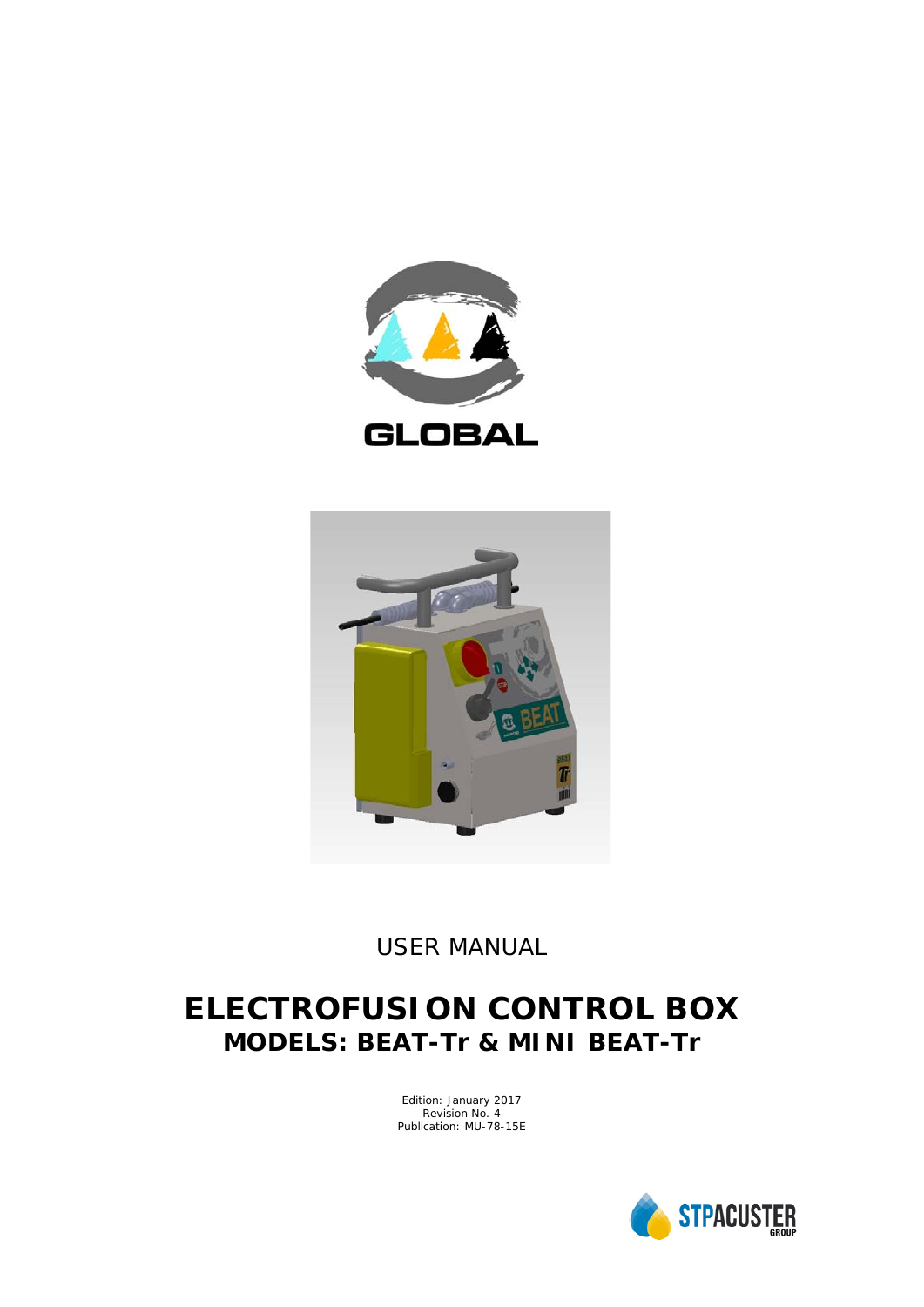GLOBAL

USER MANUAL

# ELECTROFUSION CONTROL BOX
## MODELS: BEAT-Tr & MINI BEAT-Tr

Edition: January 2017
Revision No. 4
Publication: MU-78-15E

STPACUSTER GROUP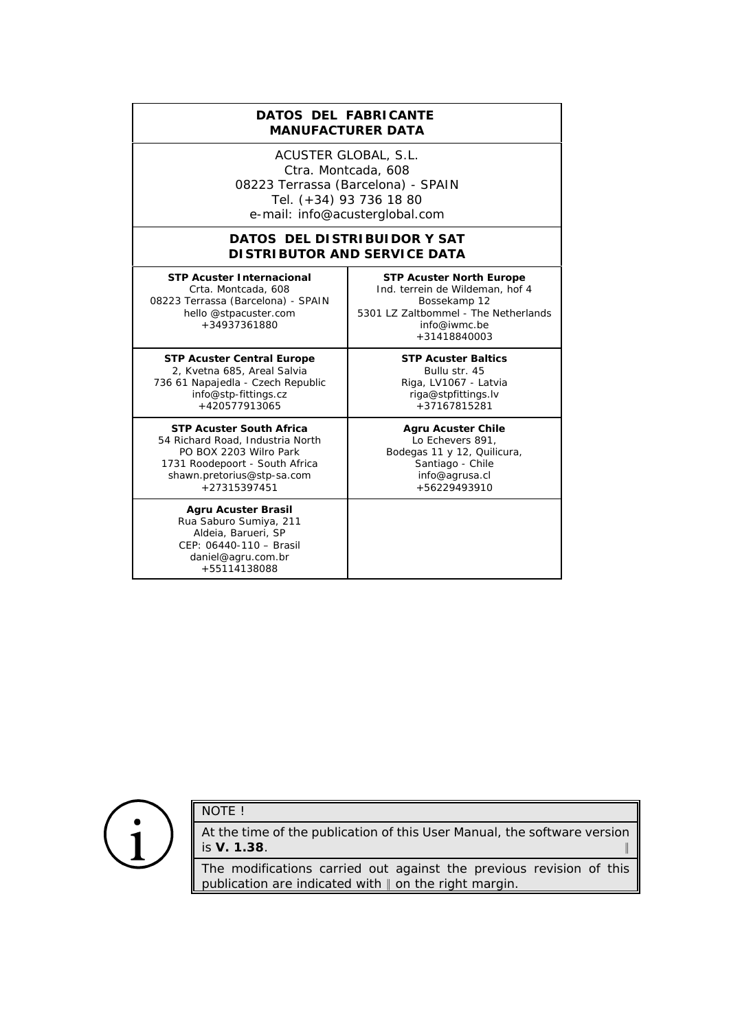| **DATOS DEL FABRICANTE**<br>**MANUFACTURER DATA** | |
|---|---|
| ACUSTER GLOBAL, S.L.<br>Ctra. Montcada, 608<br>08223 Terrassa (Barcelona) - SPAIN<br>Tel. (+34) 93 736 18 80<br>e-mail: info@acusterglobal.com | |
| **DATOS DEL DISTRIBUIDOR Y SAT**<br>**DISTRIBUTOR AND SERVICE DATA** | |
| **STP Acuster Internacional**<br>Crta. Montcada, 608<br>08223 Terrassa (Barcelona) - SPAIN<br>hello @stpacuster.com<br>+34937361880 | **STP Acuster North Europe**<br>Ind. terrein de Wildeman, hof 4<br>Bossekamp 12<br>5301 LZ Zaltbommel - The Netherlands<br>info@iwmc.be<br>+31418840003 |
| **STP Acuster Central Europe**<br>2, Kvetna 685, Areal Salvia<br>736 61 Napajedla - Czech Republic<br>info@stp-fittings.cz<br>+420577913065 | **STP Acuster Baltics**<br>Bullu str. 45<br>Riga, LV1067 - Latvia<br>riga@stpfittings.lv<br>+37167815281 |
| **STP Acuster South Africa**<br>54 Richard Road, Industria North<br>PO BOX 2203 Wilro Park<br>1731 Roodepoort - South Africa<br>shawn.pretorius@stp-sa.com<br>+27315397451 | **Agru Acuster Chile**<br>Lo Echevers 891,<br>Bodegas 11 y 12, Quilicura,<br>Santiago - Chile<br>info@agrusa.cl<br>+56229493910 |
| **Agru Acuster Brasil**<br>Rua Saburo Sumiya, 211<br>Aldeia, Barueri, SP<br>CEP: 06440-110 – Brasil<br>daniel@agru.com.br<br>+55114138088 | |

> NOTE !
>
> At the time of the publication of this User Manual, the software version is **V. 1.38**. ‖
>
> The modifications carried out against the previous revision of this publication are indicated with ‖ on the right margin.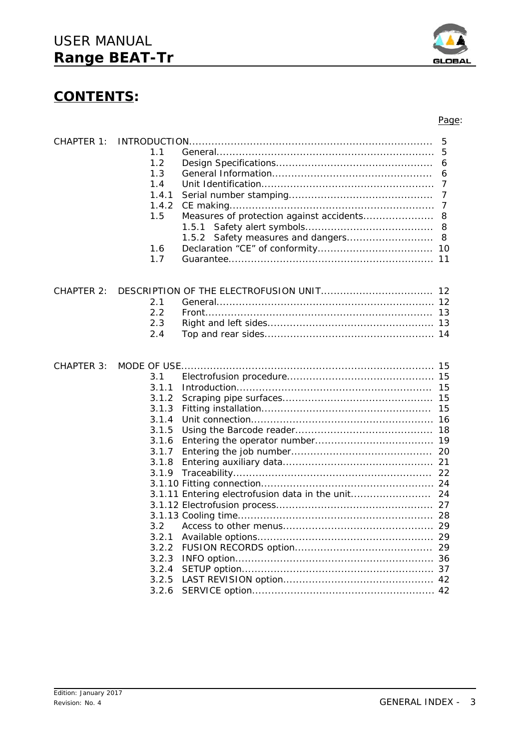## CONTENTS:

| | | | Page: |
|---|---|---|---|
| CHAPTER 1: | INTRODUCTION | | 5 |
| | 1.1 | General | 5 |
| | 1.2 | Design Specifications | 6 |
| | 1.3 | General Information | 6 |
| | 1.4 | Unit Identification | 7 |
| | 1.4.1 | Serial number stamping | 7 |
| | 1.4.2 | CE making | 7 |
| | 1.5 | Measures of protection against accidents | 8 |
| | | 1.5.1 Safety alert symbols | 8 |
| | | 1.5.2 Safety measures and dangers | 8 |
| | 1.6 | Declaration “CE” of conformity | 10 |
| | 1.7 | Guarantee | 11 |
| CHAPTER 2: | DESCRIPTION OF THE ELECTROFUSION UNIT | | 12 |
| | 2.1 | General | 12 |
| | 2.2 | Front | 13 |
| | 2.3 | Right and left sides | 13 |
| | 2.4 | Top and rear sides | 14 |
| CHAPTER 3: | MODE OF USE | | 15 |
| | 3.1 | Electrofusion procedure | 15 |
| | 3.1.1 | Introduction | 15 |
| | 3.1.2 | Scraping pipe surfaces | 15 |
| | 3.1.3 | Fitting installation | 15 |
| | 3.1.4 | Unit connection | 16 |
| | 3.1.5 | Using the Barcode reader | 18 |
| | 3.1.6 | Entering the operator number | 19 |
| | 3.1.7 | Entering the job number | 20 |
| | 3.1.8 | Entering auxiliary data | 21 |
| | 3.1.9 | Traceability | 22 |
| | 3.1.10 | Fitting connection | 24 |
| | 3.1.11 | Entering electrofusion data in the unit | 24 |
| | 3.1.12 | Electrofusion process | 27 |
| | 3.1.13 | Cooling time | 28 |
| | 3.2 | Access to other menus | 29 |
| | 3.2.1 | Available options | 29 |
| | 3.2.2 | FUSION RECORDS option | 29 |
| | 3.2.3 | INFO option | 36 |
| | 3.2.4 | SETUP option | 37 |
| | 3.2.5 | LAST REVISION option | 42 |
| | 3.2.6 | SERVICE option | 42 |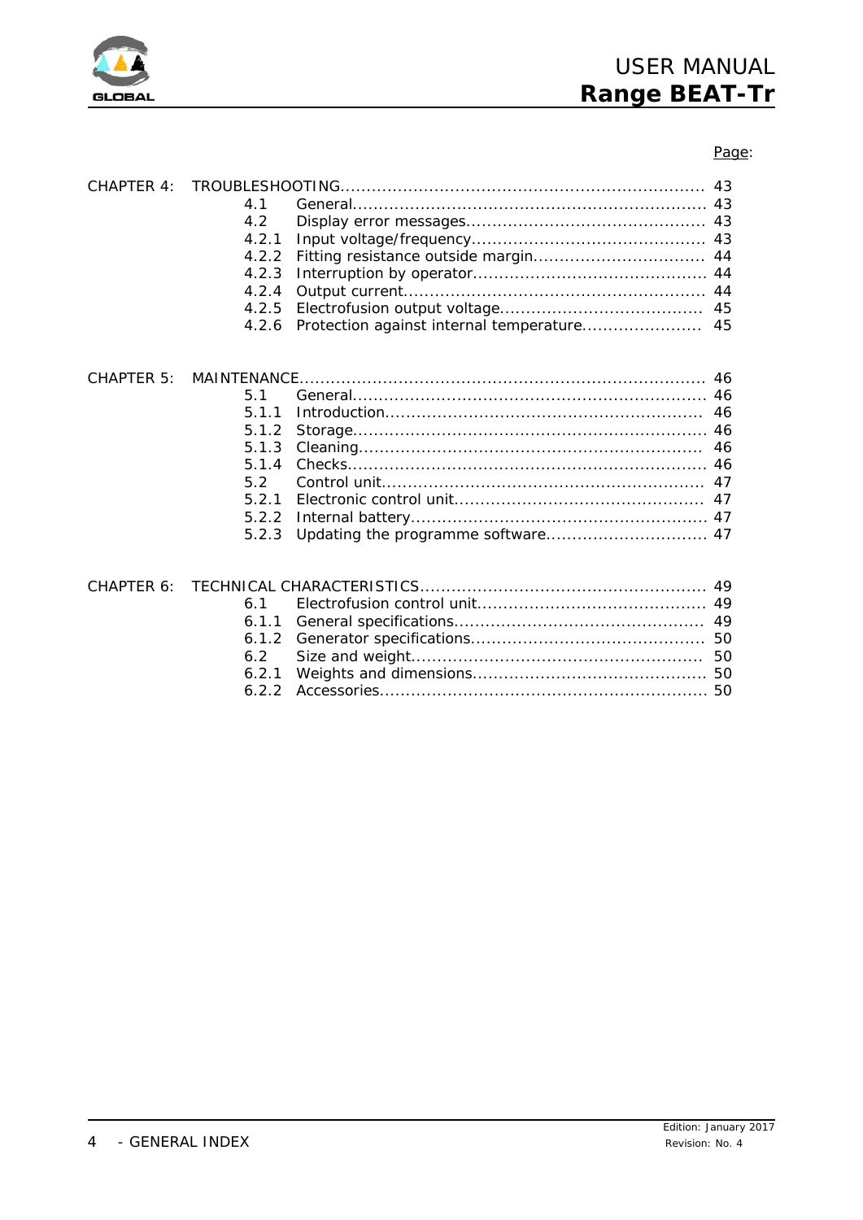Page:

| | | | |
|---|---|---|---|
| CHAPTER 4: | TROUBLESHOOTING | | 43 |
| | 4.1 | General | 43 |
| | 4.2 | Display error messages | 43 |
| | 4.2.1 | Input voltage/frequency | 43 |
| | 4.2.2 | Fitting resistance outside margin | 44 |
| | 4.2.3 | Interruption by operator | 44 |
| | 4.2.4 | Output current | 44 |
| | 4.2.5 | Electrofusion output voltage | 45 |
| | 4.2.6 | Protection against internal temperature | 45 |
| CHAPTER 5: | MAINTENANCE | | 46 |
| | 5.1 | General | 46 |
| | 5.1.1 | Introduction | 46 |
| | 5.1.2 | Storage | 46 |
| | 5.1.3 | Cleaning | 46 |
| | 5.1.4 | Checks | 46 |
| | 5.2 | Control unit | 47 |
| | 5.2.1 | Electronic control unit | 47 |
| | 5.2.2 | Internal battery | 47 |
| | 5.2.3 | Updating the programme software | 47 |
| CHAPTER 6: | TECHNICAL CHARACTERISTICS | | 49 |
| | 6.1 | Electrofusion control unit | 49 |
| | 6.1.1 | General specifications | 49 |
| | 6.1.2 | Generator specifications | 50 |
| | 6.2 | Size and weight | 50 |
| | 6.2.1 | Weights and dimensions | 50 |
| | 6.2.2 | Accessories | 50 |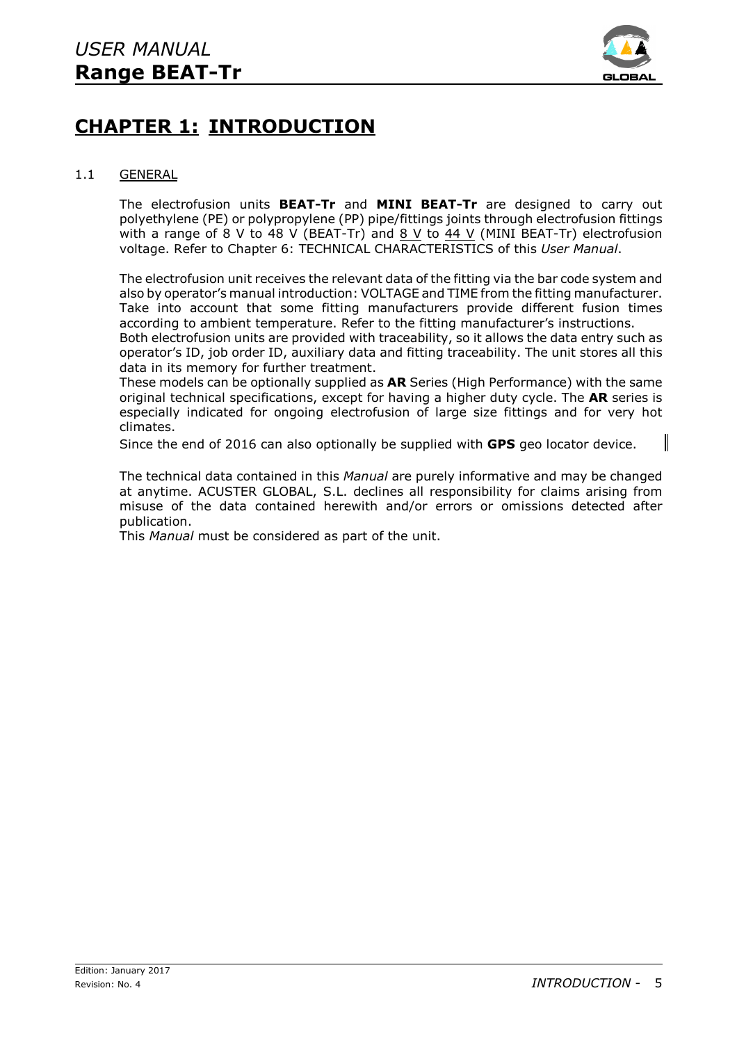# CHAPTER 1: INTRODUCTION

## 1.1 GENERAL

The electrofusion units **BEAT-Tr** and **MINI BEAT-Tr** are designed to carry out polyethylene (PE) or polypropylene (PP) pipe/fittings joints through electrofusion fittings with a range of 8 V to 48 V (BEAT-Tr) and 8 V to 44 V (MINI BEAT-Tr) electrofusion voltage. Refer to Chapter 6: TECHNICAL CHARACTERISTICS of this *User Manual*.

The electrofusion unit receives the relevant data of the fitting via the bar code system and also by operator's manual introduction: VOLTAGE and TIME from the fitting manufacturer. Take into account that some fitting manufacturers provide different fusion times according to ambient temperature. Refer to the fitting manufacturer's instructions.
Both electrofusion units are provided with traceability, so it allows the data entry such as operator's ID, job order ID, auxiliary data and fitting traceability. The unit stores all this data in its memory for further treatment.
These models can be optionally supplied as **AR** Series (High Performance) with the same original technical specifications, except for having a higher duty cycle. The **AR** series is especially indicated for ongoing electrofusion of large size fittings and for very hot climates.
Since the end of 2016 can also optionally be supplied with **GPS** geo locator device.

The technical data contained in this *Manual* are purely informative and may be changed at anytime. ACUSTER GLOBAL, S.L. declines all responsibility for claims arising from misuse of the data contained herewith and/or errors or omissions detected after publication.
This *Manual* must be considered as part of the unit.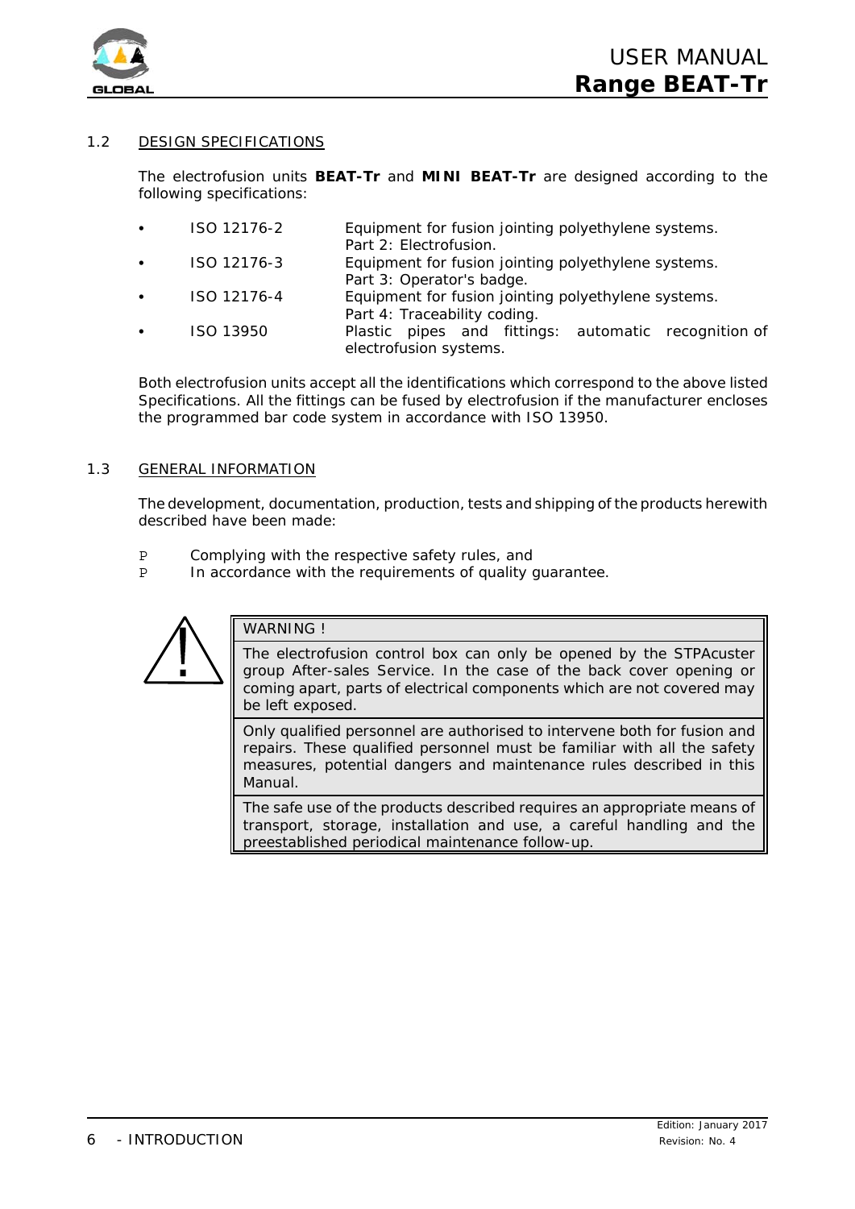## 1.2 DESIGN SPECIFICATIONS

The electrofusion units **BEAT-Tr** and **MINI BEAT-Tr** are designed according to the following specifications:

- ISO 12176-2 Equipment for fusion jointing polyethylene systems. Part 2: Electrofusion.
- ISO 12176-3 Equipment for fusion jointing polyethylene systems. Part 3: Operator's badge.
- ISO 12176-4 Equipment for fusion jointing polyethylene systems. Part 4: Traceability coding.
- ISO 13950 Plastic pipes and fittings: automatic recognition of electrofusion systems.

Both electrofusion units accept all the identifications which correspond to the above listed Specifications. All the fittings can be fused by electrofusion if the manufacturer encloses the programmed bar code system in accordance with ISO 13950.

## 1.3 GENERAL INFORMATION

The development, documentation, production, tests and shipping of the products herewith described have been made:

- Complying with the respective safety rules, and
- In accordance with the requirements of quality guarantee.

| WARNING ! |
|---|
| The electrofusion control box can only be opened by the STPAcuster group After-sales Service. In the case of the back cover opening or coming apart, parts of electrical components which are not covered may be left exposed. |
| Only qualified personnel are authorised to intervene both for fusion and repairs. These qualified personnel must be familiar with all the safety measures, potential dangers and maintenance rules described in this Manual. |
| The safe use of the products described requires an appropriate means of transport, storage, installation and use, a careful handling and the preestablished periodical maintenance follow-up. |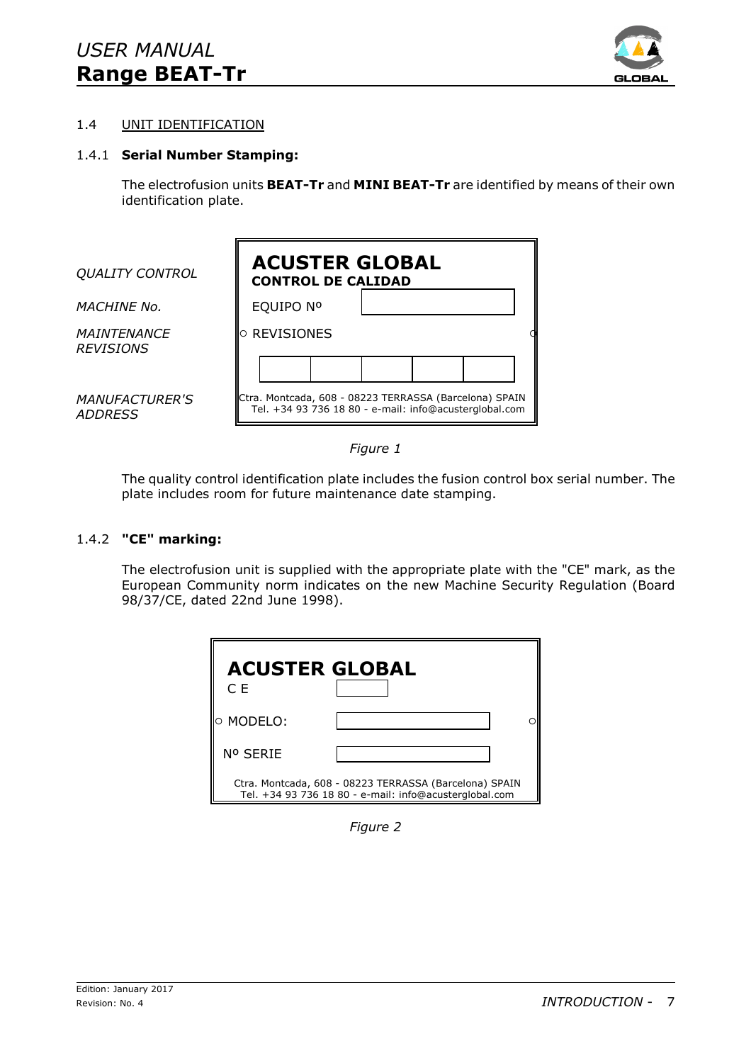## 1.4 UNIT IDENTIFICATION

### 1.4.1 Serial Number Stamping:

The electrofusion units **BEAT-Tr** and **MINI BEAT-Tr** are identified by means of their own identification plate.

| | |
|---|---|
| *QUALITY CONTROL* | **ACUSTER GLOBAL** **CONTROL DE CALIDAD** |
| *MACHINE No.* | EQUIPO Nº |
| *MAINTENANCE REVISIONS* | REVISIONES |
| *MANUFACTURER'S ADDRESS* | Ctra. Montcada, 608 - 08223 TERRASSA (Barcelona) SPAIN Tel. +34 93 736 18 80 - e-mail: info@acusterglobal.com |

*Figure 1*

The quality control identification plate includes the fusion control box serial number. The plate includes room for future maintenance date stamping.

### 1.4.2 "CE" marking:

The electrofusion unit is supplied with the appropriate plate with the "CE" mark, as the European Community norm indicates on the new Machine Security Regulation (Board 98/37/CE, dated 22nd June 1998).

**ACUSTER GLOBAL**

C E

MODELO:

Nº SERIE

Ctra. Montcada, 608 - 08223 TERRASSA (Barcelona) SPAIN
Tel. +34 93 736 18 80 - e-mail: info@acusterglobal.com

*Figure 2*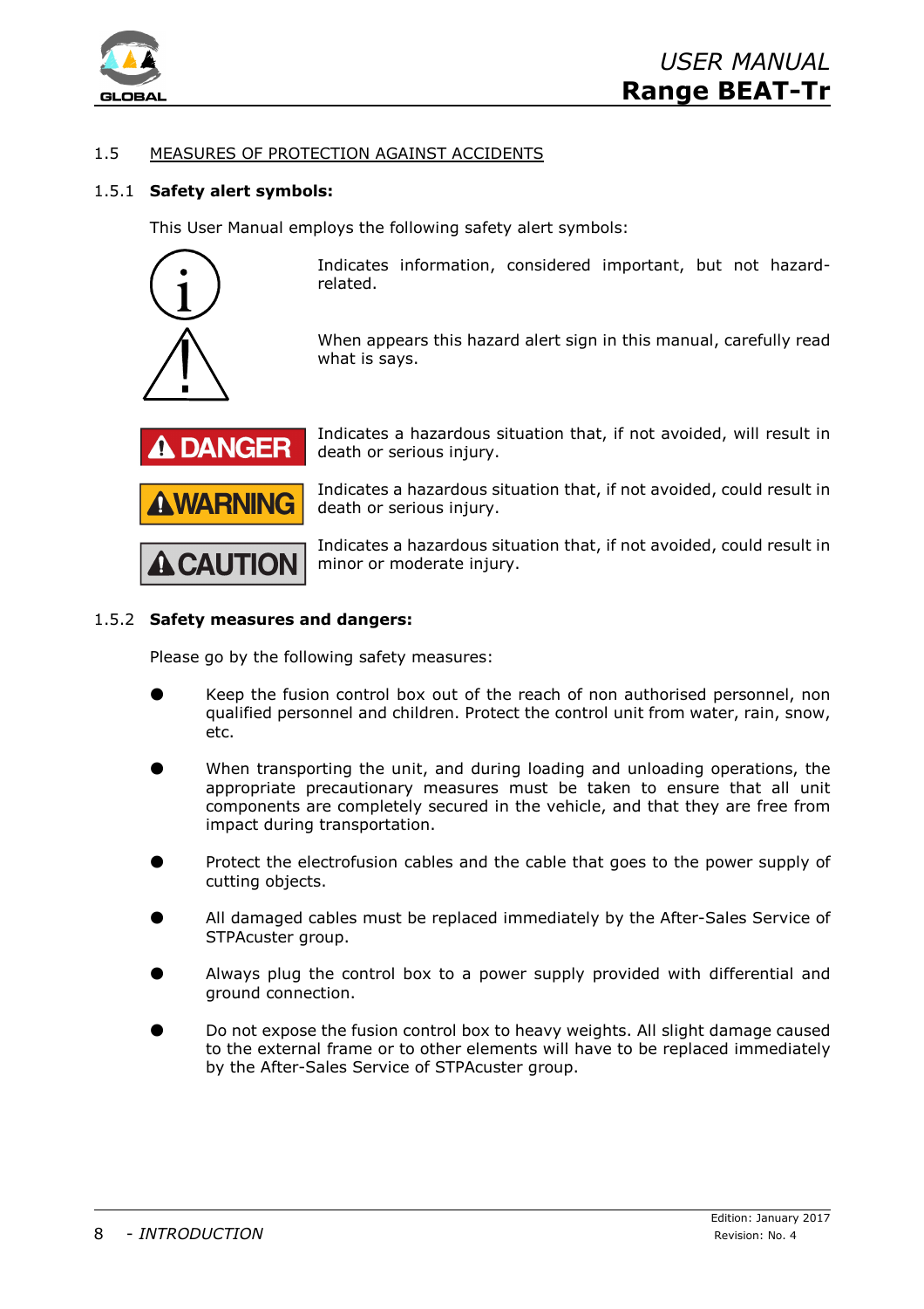## 1.5 MEASURES OF PROTECTION AGAINST ACCIDENTS

### 1.5.1 **Safety alert symbols:**

This User Manual employs the following safety alert symbols:

| Symbol | Meaning |
|---|---|
| ⓘ | Indicates information, considered important, but not hazard-related. |
| ⚠ | When appears this hazard alert sign in this manual, carefully read what is says. |
| DANGER | Indicates a hazardous situation that, if not avoided, will result in death or serious injury. |
| WARNING | Indicates a hazardous situation that, if not avoided, could result in death or serious injury. |
| CAUTION | Indicates a hazardous situation that, if not avoided, could result in minor or moderate injury. |

### 1.5.2 **Safety measures and dangers:**

Please go by the following safety measures:

- Keep the fusion control box out of the reach of non authorised personnel, non qualified personnel and children. Protect the control unit from water, rain, snow, etc.
- When transporting the unit, and during loading and unloading operations, the appropriate precautionary measures must be taken to ensure that all unit components are completely secured in the vehicle, and that they are free from impact during transportation.
- Protect the electrofusion cables and the cable that goes to the power supply of cutting objects.
- All damaged cables must be replaced immediately by the After-Sales Service of STPAcuster group.
- Always plug the control box to a power supply provided with differential and ground connection.
- Do not expose the fusion control box to heavy weights. All slight damage caused to the external frame or to other elements will have to be replaced immediately by the After-Sales Service of STPAcuster group.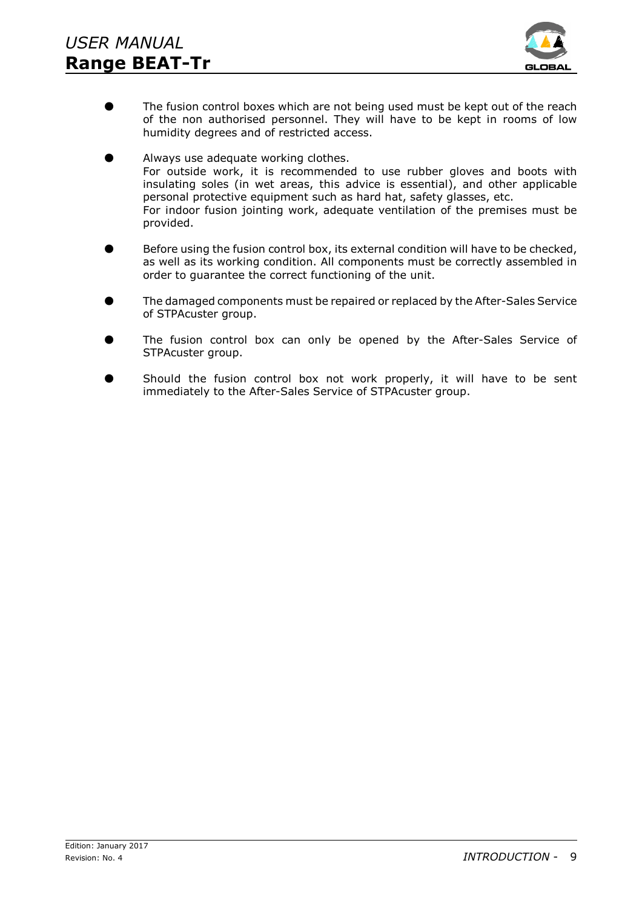- The fusion control boxes which are not being used must be kept out of the reach of the non authorised personnel. They will have to be kept in rooms of low humidity degrees and of restricted access.

- Always use adequate working clothes.
  For outside work, it is recommended to use rubber gloves and boots with insulating soles (in wet areas, this advice is essential), and other applicable personal protective equipment such as hard hat, safety glasses, etc.
  For indoor fusion jointing work, adequate ventilation of the premises must be provided.

- Before using the fusion control box, its external condition will have to be checked, as well as its working condition. All components must be correctly assembled in order to guarantee the correct functioning of the unit.

- The damaged components must be repaired or replaced by the After-Sales Service of STPAcuster group.

- The fusion control box can only be opened by the After-Sales Service of STPAcuster group.

- Should the fusion control box not work properly, it will have to be sent immediately to the After-Sales Service of STPAcuster group.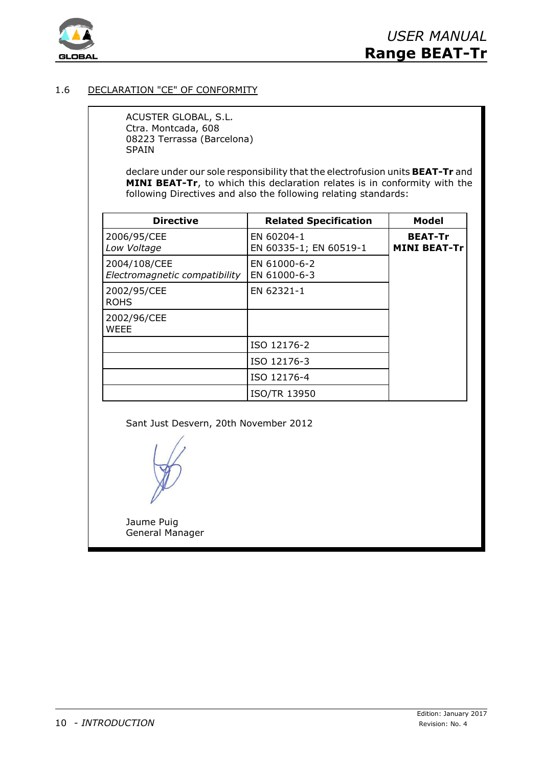## 1.6 DECLARATION "CE" OF CONFORMITY

ACUSTER GLOBAL, S.L.
Ctra. Montcada, 608
08223 Terrassa (Barcelona)
SPAIN

declare under our sole responsibility that the electrofusion units **BEAT-Tr** and **MINI BEAT-Tr**, to which this declaration relates is in conformity with the following Directives and also the following relating standards:

| Directive | Related Specification | Model |
|---|---|---|
| 2006/95/CEE<br>*Low Voltage* | EN 60204-1<br>EN 60335-1; EN 60519-1 | **BEAT-Tr**<br>**MINI BEAT-Tr** |
| 2004/108/CEE<br>*Electromagnetic compatibility* | EN 61000-6-2<br>EN 61000-6-3 | |
| 2002/95/CEE<br>ROHS | EN 62321-1 | |
| 2002/96/CEE<br>WEEE | | |
| | ISO 12176-2 | |
| | ISO 12176-3 | |
| | ISO 12176-4 | |
| | ISO/TR 13950 | |

Sant Just Desvern, 20th November 2012

Jaume Puig
General Manager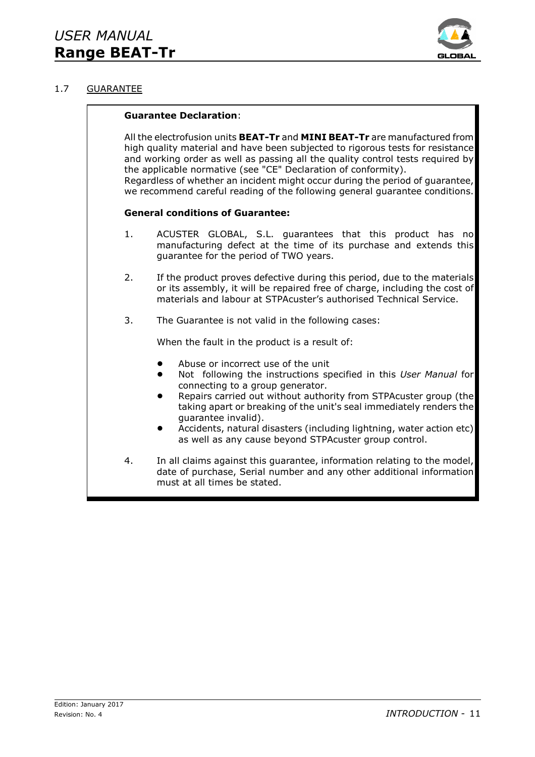## 1.7 GUARANTEE

**Guarantee Declaration**:

All the electrofusion units **BEAT-Tr** and **MINI BEAT-Tr** are manufactured from high quality material and have been subjected to rigorous tests for resistance and working order as well as passing all the quality control tests required by the applicable normative (see "CE" Declaration of conformity).
Regardless of whether an incident might occur during the period of guarantee, we recommend careful reading of the following general guarantee conditions.

**General conditions of Guarantee:**

1. ACUSTER GLOBAL, S.L. guarantees that this product has no manufacturing defect at the time of its purchase and extends this guarantee for the period of TWO years.

2. If the product proves defective during this period, due to the materials or its assembly, it will be repaired free of charge, including the cost of materials and labour at STPAcuster's authorised Technical Service.

3. The Guarantee is not valid in the following cases:

   When the fault in the product is a result of:

   - Abuse or incorrect use of the unit
   - Not following the instructions specified in this *User Manual* for connecting to a group generator.
   - Repairs carried out without authority from STPAcuster group (the taking apart or breaking of the unit's seal immediately renders the guarantee invalid).
   - Accidents, natural disasters (including lightning, water action etc) as well as any cause beyond STPAcuster group control.

4. In all claims against this guarantee, information relating to the model, date of purchase, Serial number and any other additional information must at all times be stated.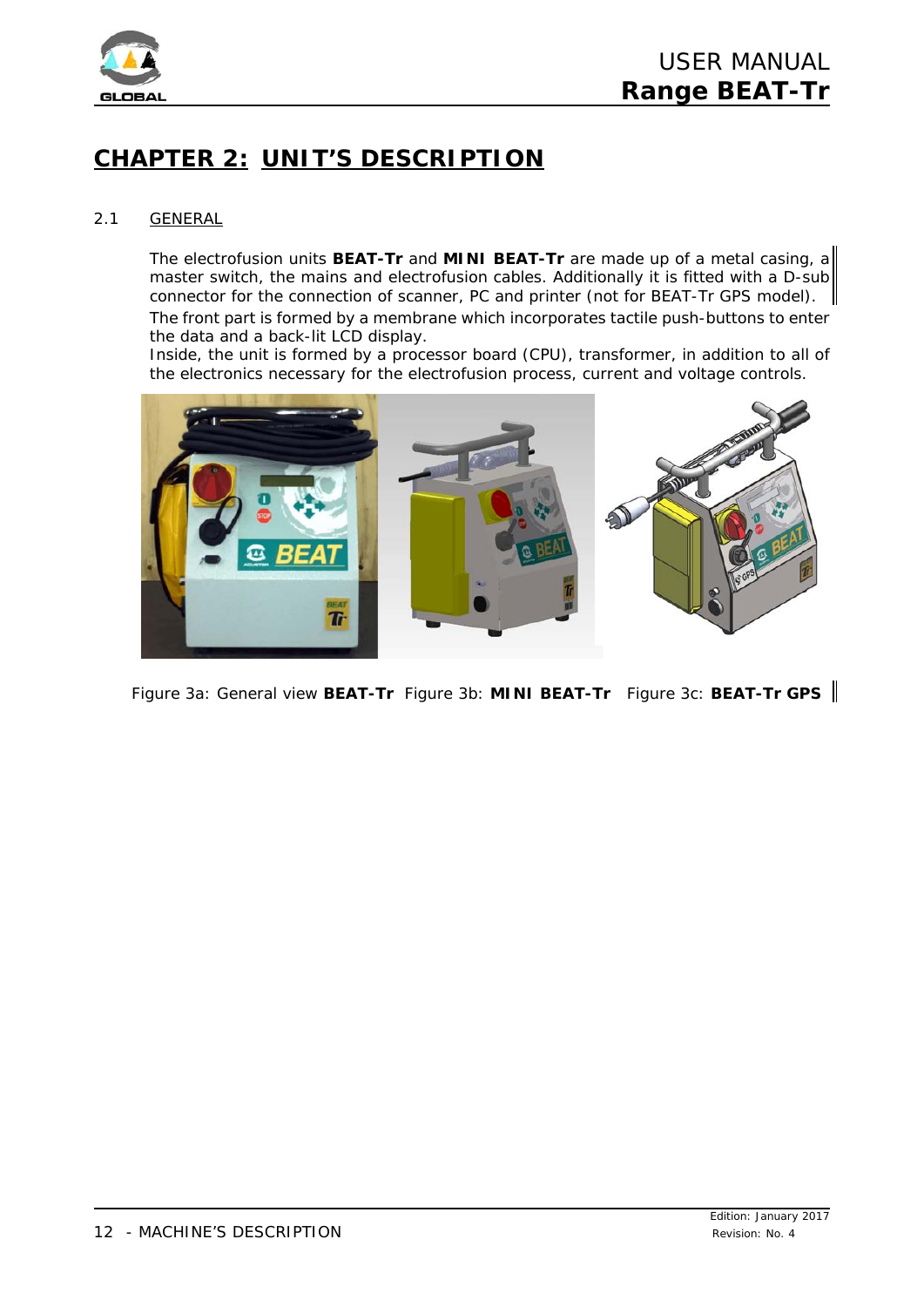# CHAPTER 2: UNIT'S DESCRIPTION

## 2.1 GENERAL

The electrofusion units **BEAT-Tr** and **MINI BEAT-Tr** are made up of a metal casing, a master switch, the mains and electrofusion cables. Additionally it is fitted with a D-sub connector for the connection of scanner, PC and printer (not for BEAT-Tr GPS model).

The front part is formed by a membrane which incorporates tactile push-buttons to enter the data and a back-lit LCD display.

Inside, the unit is formed by a processor board (CPU), transformer, in addition to all of the electronics necessary for the electrofusion process, current and voltage controls.

Figure 3a: General view **BEAT-Tr** Figure 3b: **MINI BEAT-Tr** Figure 3c: **BEAT-Tr GPS**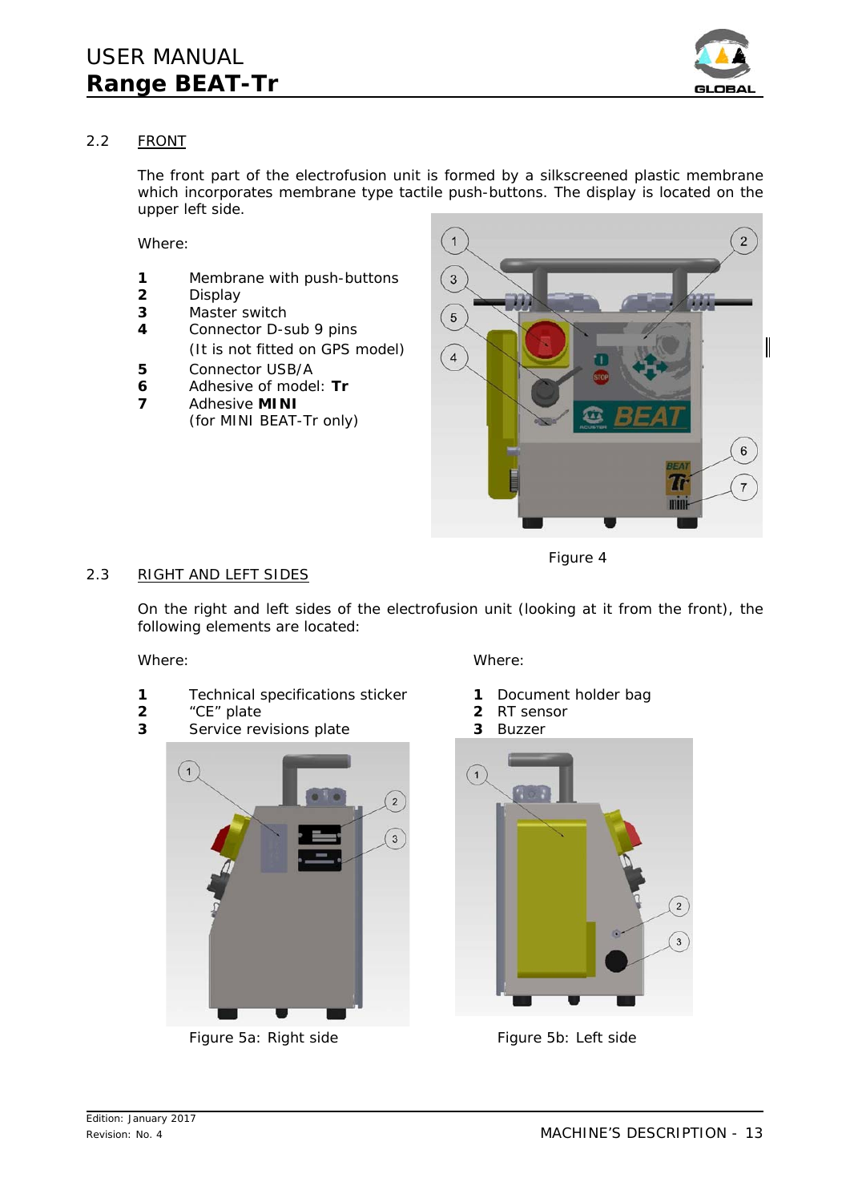## 2.2 FRONT

The front part of the electrofusion unit is formed by a silkscreened plastic membrane which incorporates membrane type tactile push-buttons. The display is located on the upper left side.

Where:

- **1** Membrane with push-buttons
- **2** Display
- **3** Master switch
- **4** Connector D-sub 9 pins (It is not fitted on GPS model)
- **5** Connector USB/A
- **6** Adhesive of model: **Tr**
- **7** Adhesive **MINI** (for MINI BEAT-Tr only)

Figure 4

## 2.3 RIGHT AND LEFT SIDES

On the right and left sides of the electrofusion unit (looking at it from the front), the following elements are located:

Where:

- **1** Technical specifications sticker
- **2** "CE" plate
- **3** Service revisions plate

Figure 5a: Right side

Where:

- **1** Document holder bag
- **2** RT sensor
- **3** Buzzer

Figure 5b: Left side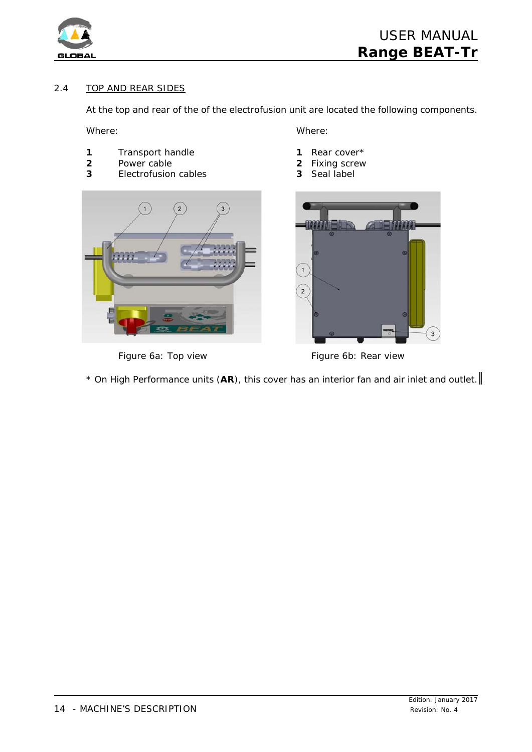## 2.4 TOP AND REAR SIDES

At the top and rear of the of the electrofusion unit are located the following components.

Where:

**1** Transport handle
**2** Power cable
**3** Electrofusion cables

Figure 6a: Top view

Where:

**1** Rear cover*
**2** Fixing screw
**3** Seal label

Figure 6b: Rear view

* On High Performance units (**AR**), this cover has an interior fan and air inlet and outlet.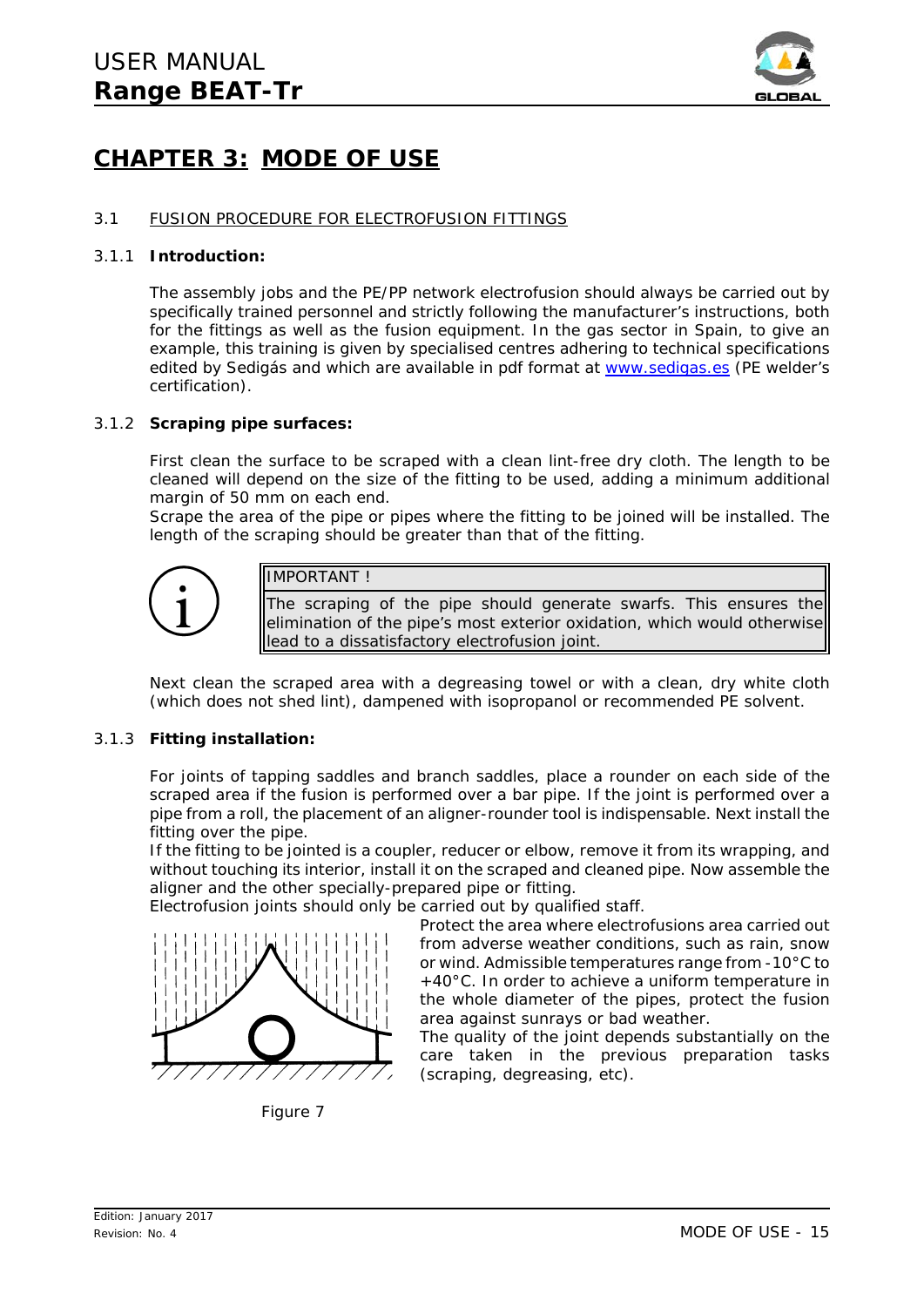# CHAPTER 3: MODE OF USE

## 3.1 FUSION PROCEDURE FOR ELECTROFUSION FITTINGS

### 3.1.1 Introduction:

The assembly jobs and the PE/PP network electrofusion should always be carried out by specifically trained personnel and strictly following the manufacturer's instructions, both for the fittings as well as the fusion equipment. In the gas sector in Spain, to give an example, this training is given by specialised centres adhering to technical specifications edited by Sedigás and which are available in pdf format at www.sedigas.es (PE welder's certification).

### 3.1.2 Scraping pipe surfaces:

First clean the surface to be scraped with a clean lint-free dry cloth. The length to be cleaned will depend on the size of the fitting to be used, adding a minimum additional margin of 50 mm on each end.

Scrape the area of the pipe or pipes where the fitting to be joined will be installed. The length of the scraping should be greater than that of the fitting.

> IMPORTANT !
>
> The scraping of the pipe should generate swarfs. This ensures the elimination of the pipe's most exterior oxidation, which would otherwise lead to a dissatisfactory electrofusion joint.

Next clean the scraped area with a degreasing towel or with a clean, dry white cloth (which does not shed lint), dampened with isopropanol or recommended PE solvent.

### 3.1.3 Fitting installation:

For joints of tapping saddles and branch saddles, place a rounder on each side of the scraped area if the fusion is performed over a bar pipe. If the joint is performed over a pipe from a roll, the placement of an aligner-rounder tool is indispensable. Next install the fitting over the pipe.

If the fitting to be jointed is a coupler, reducer or elbow, remove it from its wrapping, and without touching its interior, install it on the scraped and cleaned pipe. Now assemble the aligner and the other specially-prepared pipe or fitting.

Electrofusion joints should only be carried out by qualified staff.

Protect the area where electrofusions area carried out from adverse weather conditions, such as rain, snow or wind. Admissible temperatures range from -10°C to +40°C. In order to achieve a uniform temperature in the whole diameter of the pipes, protect the fusion area against sunrays or bad weather.

The quality of the joint depends substantially on the care taken in the previous preparation tasks (scraping, degreasing, etc).

Figure 7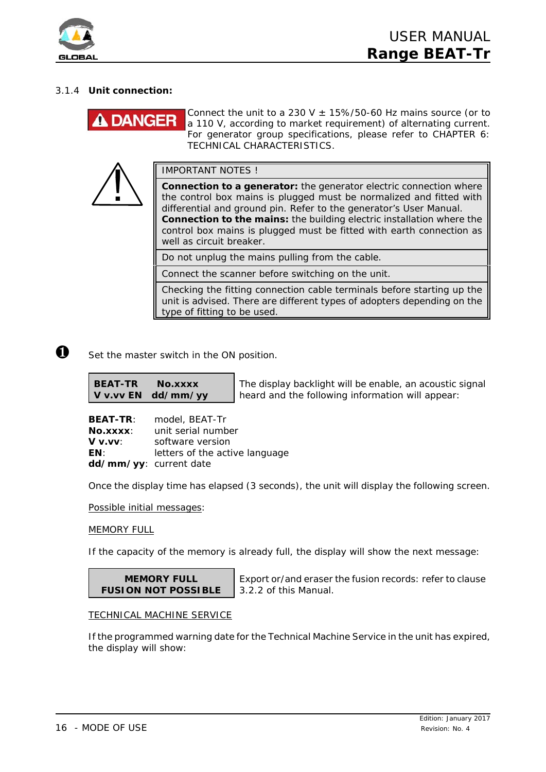### 3.1.4 Unit connection:

**DANGER** Connect the unit to a 230 V ± 15%/50-60 Hz mains source (or to a 110 V, according to market requirement) of alternating current. For generator group specifications, please refer to CHAPTER 6: TECHNICAL CHARACTERISTICS.

| IMPORTANT NOTES ! |
| --- |
| **Connection to a generator:** the generator electric connection where the control box mains is plugged must be normalized and fitted with differential and ground pin. Refer to the generator's User Manual. **Connection to the mains:** the building electric installation where the control box mains is plugged must be fitted with earth connection as well as circuit breaker. |
| Do not unplug the mains pulling from the cable. |
| Connect the scanner before switching on the unit. |
| Checking the fitting connection cable terminals before starting up the unit is advised. There are different types of adopters depending on the type of fitting to be used. |

❶ Set the master switch in the ON position.

| **BEATTR No.xxxx**<br>**V v.vv EN dd/mm/yy** | The display backlight will be enable, an acoustic signal heard and the following information will appear: |
| --- | --- |

**BEAT-TR**: model, BEAT-Tr
**No.xxxx**: unit serial number
**V v.vv**: software version
**EN**: letters of the active language
**dd/mm/yy**: current date

Once the display time has elapsed (3 seconds), the unit will display the following screen.

Possible initial messages:

MEMORY FULL

If the capacity of the memory is already full, the display will show the next message:

| **MEMORY FULL**<br>**FUSION NOT POSSIBLE** | Export or/and eraser the fusion records: refer to clause 3.2.2 of this Manual. |
| --- | --- |

TECHNICAL MACHINE SERVICE

If the programmed warning date for the Technical Machine Service in the unit has expired, the display will show: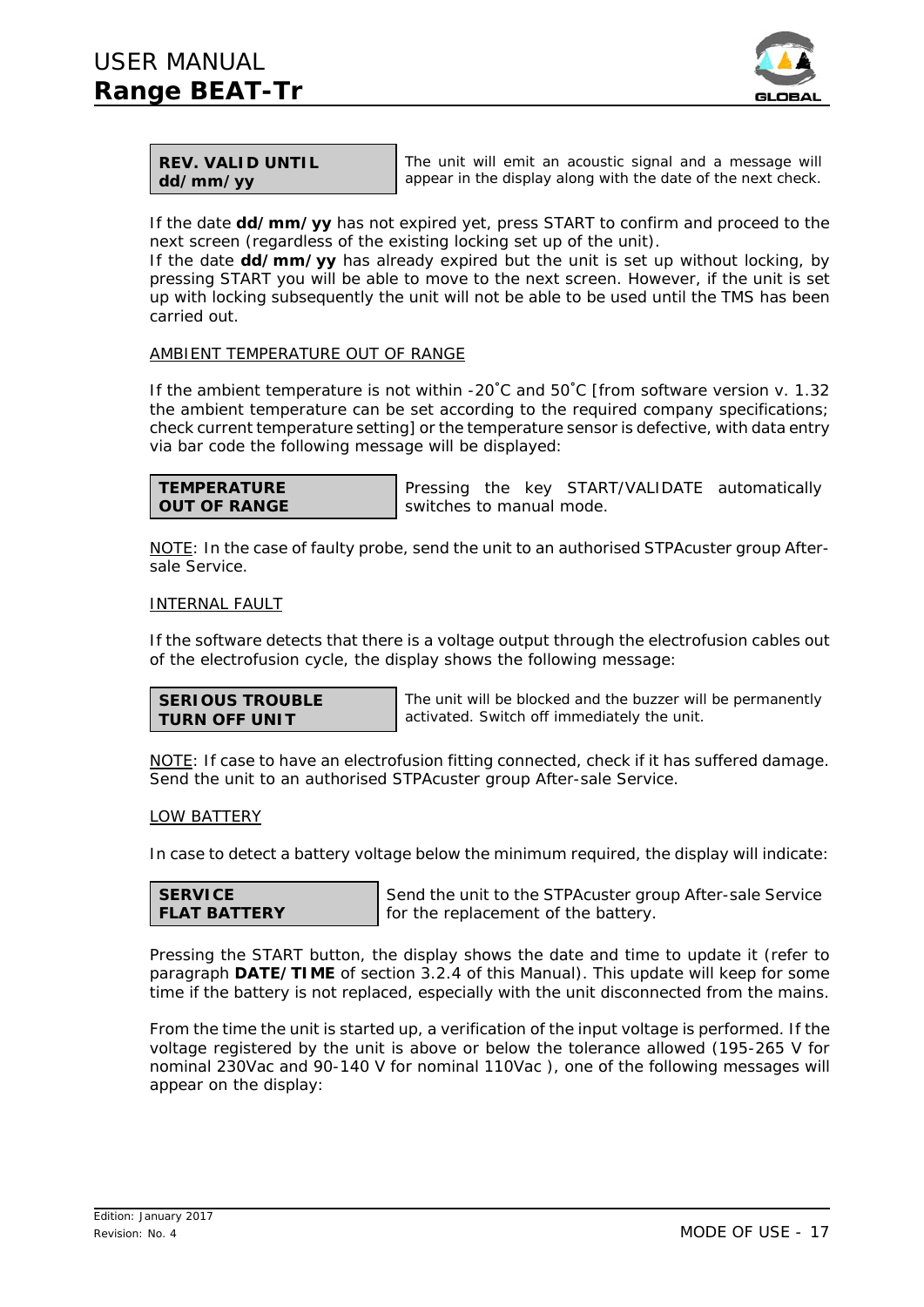| **REV. VALID UNTIL** **dd/mm/yy** | The unit will emit an acoustic signal and a message will appear in the display along with the date of the next check. |
|---|---|

If the date **dd/mm/yy** has not expired yet, press START to confirm and proceed to the next screen (regardless of the existing locking set up of the unit).
If the date **dd/mm/yy** has already expired but the unit is set up without locking, by pressing START you will be able to move to the next screen. However, if the unit is set up with locking subsequently the unit will not be able to be used until the TMS has been carried out.

AMBIENT TEMPERATURE OUT OF RANGE

If the ambient temperature is not within -20˚C and 50˚C [from software version v. 1.32 the ambient temperature can be set according to the required company specifications; check current temperature setting] or the temperature sensor is defective, with data entry via bar code the following message will be displayed:

| **TEMPERATURE** **OUT OF RANGE** | Pressing the key START/VALIDATE automatically switches to manual mode. |
|---|---|

NOTE: In the case of faulty probe, send the unit to an authorised STPAcuster group After-sale Service.

INTERNAL FAULT

If the software detects that there is a voltage output through the electrofusion cables out of the electrofusion cycle, the display shows the following message:

| **SERIOUS TROUBLE** **TURN OFF UNIT** | The unit will be blocked and the buzzer will be permanently activated. Switch off immediately the unit. |
|---|---|

NOTE: If case to have an electrofusion fitting connected, check if it has suffered damage. Send the unit to an authorised STPAcuster group After-sale Service.

LOW BATTERY

In case to detect a battery voltage below the minimum required, the display will indicate:

| **SERVICE** **FLAT BATTERY** | Send the unit to the STPAcuster group After-sale Service for the replacement of the battery. |
|---|---|

Pressing the START button, the display shows the date and time to update it (refer to paragraph **DATE/TIME** of section 3.2.4 of this Manual). This update will keep for some time if the battery is not replaced, especially with the unit disconnected from the mains.

From the time the unit is started up, a verification of the input voltage is performed. If the voltage registered by the unit is above or below the tolerance allowed (195-265 V for nominal 230Vac and 90-140 V for nominal 110Vac ), one of the following messages will appear on the display: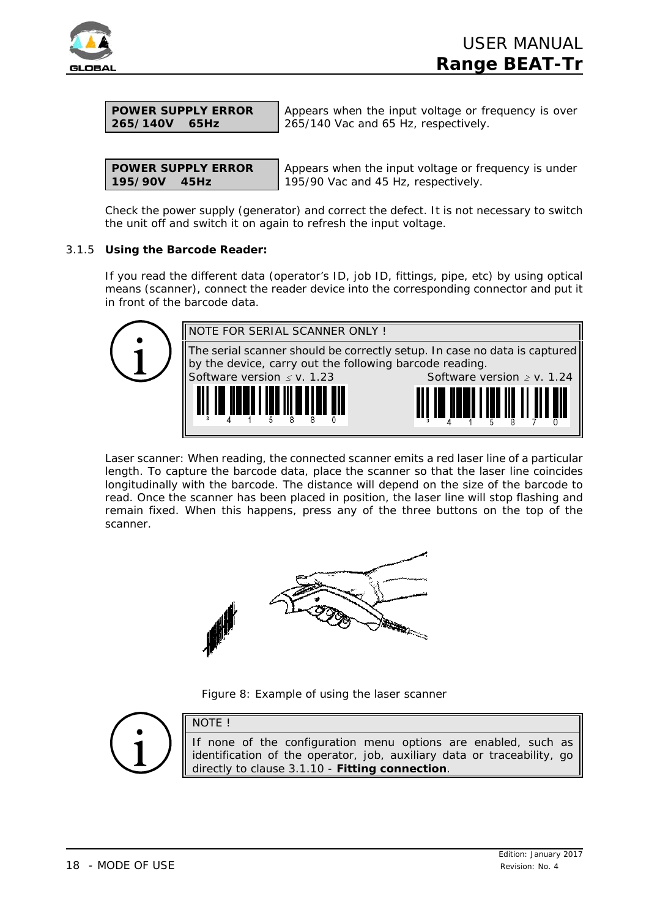| POWER SUPPLY ERROR 265/140V 65Hz | Appears when the input voltage or frequency is over 265/140 Vac and 65 Hz, respectively. |
|---|---|

| POWER SUPPLY ERROR 195/90V 45Hz | Appears when the input voltage or frequency is under 195/90 Vac and 45 Hz, respectively. |
|---|---|

Check the power supply (generator) and correct the defect. It is not necessary to switch the unit off and switch it on again to refresh the input voltage.

### 3.1.5 Using the Barcode Reader:

If you read the different data (operator's ID, job ID, fittings, pipe, etc) by using optical means (scanner), connect the reader device into the corresponding connector and put it in front of the barcode data.

> NOTE FOR SERIAL SCANNER ONLY !
>
> The serial scanner should be correctly setup. In case no data is captured by the device, carry out the following barcode reading.
>
> Software version ≤ v. 1.23 — 3 4 1 5 8 8 0
>
> Software version ≥ v. 1.24 — 3 4 1 5 8 7 0

Laser scanner: When reading, the connected scanner emits a red laser line of a particular length. To capture the barcode data, place the scanner so that the laser line coincides longitudinally with the barcode. The distance will depend on the size of the barcode to read. Once the scanner has been placed in position, the laser line will stop flashing and remain fixed. When this happens, press any of the three buttons on the top of the scanner.

Figure 8: Example of using the laser scanner

> NOTE !
>
> If none of the configuration menu options are enabled, such as identification of the operator, job, auxiliary data or traceability, go directly to clause 3.1.10 - **Fitting connection**.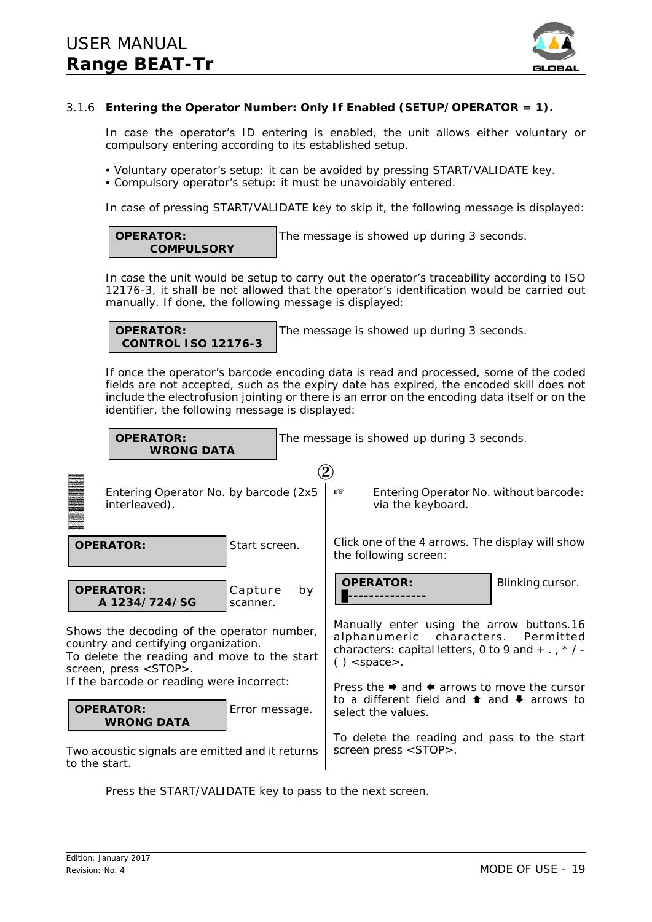### 3.1.6 Entering the Operator Number: Only If Enabled (SETUP/OPERATOR = 1).

In case the operator's ID entering is enabled, the unit allows either voluntary or compulsory entering according to its established setup.

- Voluntary operator's setup: it can be avoided by pressing START/VALIDATE key.
- Compulsory operator's setup: it must be unavoidably entered.

In case of pressing START/VALIDATE key to skip it, the following message is displayed:

| Display | Note |
|---|---|
| **OPERATOR:**<br>**COMPULSORY** | The message is showed up during 3 seconds. |

In case the unit would be setup to carry out the operator's traceability according to ISO 12176-3, it shall be not allowed that the operator's identification would be carried out manually. If done, the following message is displayed:

| Display | Note |
|---|---|
| **OPERATOR:**<br>**CONTROL ISO 12176-3** | The message is showed up during 3 seconds. |

If once the operator's barcode encoding data is read and processed, some of the coded fields are not accepted, such as the expiry date has expired, the encoded skill does not include the electrofusion jointing or there is an error on the encoding data itself or on the identifier, the following message is displayed:

| Display | Note |
|---|---|
| **OPERATOR:**<br>**WRONG DATA** | The message is showed up during 3 seconds. |

②

**Entering Operator No. by barcode (2x5 interleaved).**

| Display | Note |
|---|---|
| **OPERATOR:** | Start screen. |
| **OPERATOR:**<br>**A 1234/724/SG** | Capture by scanner. |

Shows the decoding of the operator number, country and certifying organization.
To delete the reading and move to the start screen, press <STOP>.
If the barcode or reading were incorrect:

| Display | Note |
|---|---|
| **OPERATOR:**<br>**WRONG DATA** | Error message. |

Two acoustic signals are emitted and it returns to the start.

**Entering Operator No. without barcode: via the keyboard.**

Click one of the 4 arrows. The display will show the following screen:

| Display | Note |
|---|---|
| **OPERATOR:**<br>█--------------- | Blinking cursor. |

Manually enter using the arrow buttons.16 alphanumeric characters. Permitted characters: capital letters, 0 to 9 and + . , * / - ( ) <space>.

Press the ➡ and ⬅ arrows to move the cursor to a different field and ⬆ and ⬇ arrows to select the values.

To delete the reading and pass to the start screen press <STOP>.

Press the START/VALIDATE key to pass to the next screen.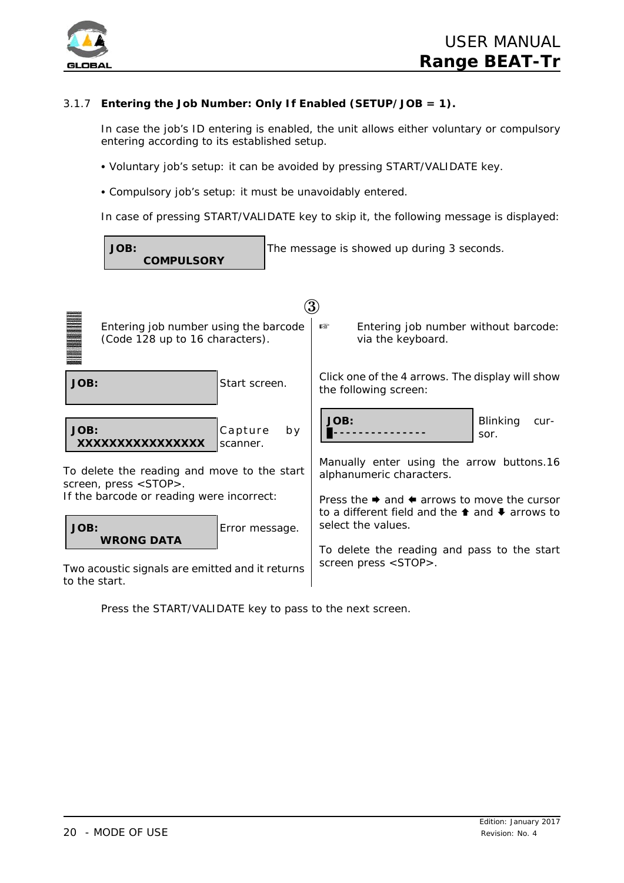### 3.1.7 Entering the Job Number: Only If Enabled (SETUP/JOB = 1).

In case the job's ID entering is enabled, the unit allows either voluntary or compulsory entering according to its established setup.

- Voluntary job's setup: it can be avoided by pressing START/VALIDATE key.
- Compulsory job's setup: it must be unavoidably entered.

In case of pressing START/VALIDATE key to skip it, the following message is displayed:

| JOB: COMPULSORY | The message is showed up during 3 seconds. |
|---|---|

③

Entering job number using the barcode (Code 128 up to 16 characters).

| JOB: | Start screen. |
|---|---|
| JOB: XXXXXXXXXXXXXXXX | Capture by scanner. |

To delete the reading and move to the start screen, press <STOP>.
If the barcode or reading were incorrect:

| JOB: WRONG DATA | Error message. |
|---|---|

Two acoustic signals are emitted and it returns to the start.

☞ Entering job number without barcode: via the keyboard.

Click one of the 4 arrows. The display will show the following screen:

| JOB: █--------------- | Blinking cursor. |
|---|---|

Manually enter using the arrow buttons.16 alphanumeric characters.

Press the ➡ and ⬅ arrows to move the cursor to a different field and the ⬆ and ⬇ arrows to select the values.

To delete the reading and pass to the start screen press <STOP>.

Press the START/VALIDATE key to pass to the next screen.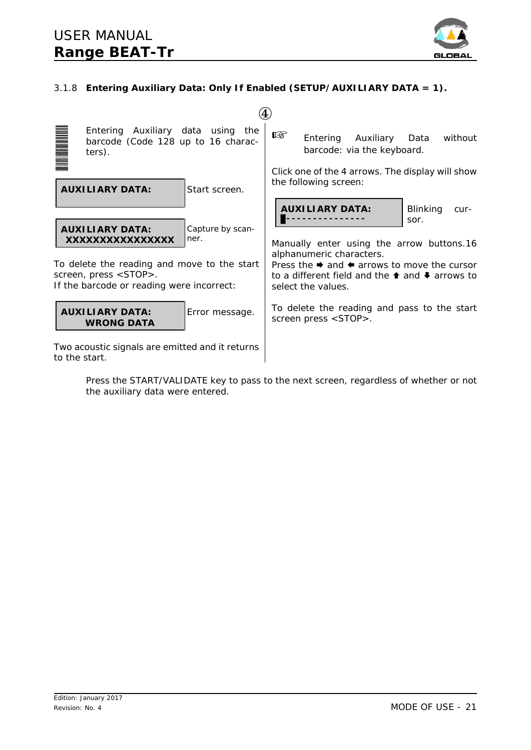### 3.1.8 Entering Auxiliary Data: Only If Enabled (SETUP/AUXILIARY DATA = 1).

④

Entering Auxiliary data using the barcode (Code 128 up to 16 characters).

| **AUXILIARY DATA:** | Start screen. |
|---|---|

| **AUXILIARY DATA:** **XXXXXXXXXXXXXXXX** | Capture by scanner. |
|---|---|

To delete the reading and move to the start screen, press <STOP>.
If the barcode or reading were incorrect:

| **AUXILIARY DATA:** **WRONG DATA** | Error message. |
|---|---|

Two acoustic signals are emitted and it returns to the start.

☞ Entering Auxiliary Data without barcode: via the keyboard.

Click one of the 4 arrows. The display will show the following screen:

| **AUXILIARY DATA:** █--------------- | Blinking cursor. |
|---|---|

Manually enter using the arrow buttons.16 alphanumeric characters.
Press the ➡ and ⬅ arrows to move the cursor to a different field and the ⬆ and ⬇ arrows to select the values.

To delete the reading and pass to the start screen press <STOP>.

Press the START/VALIDATE key to pass to the next screen, regardless of whether or not the auxiliary data were entered.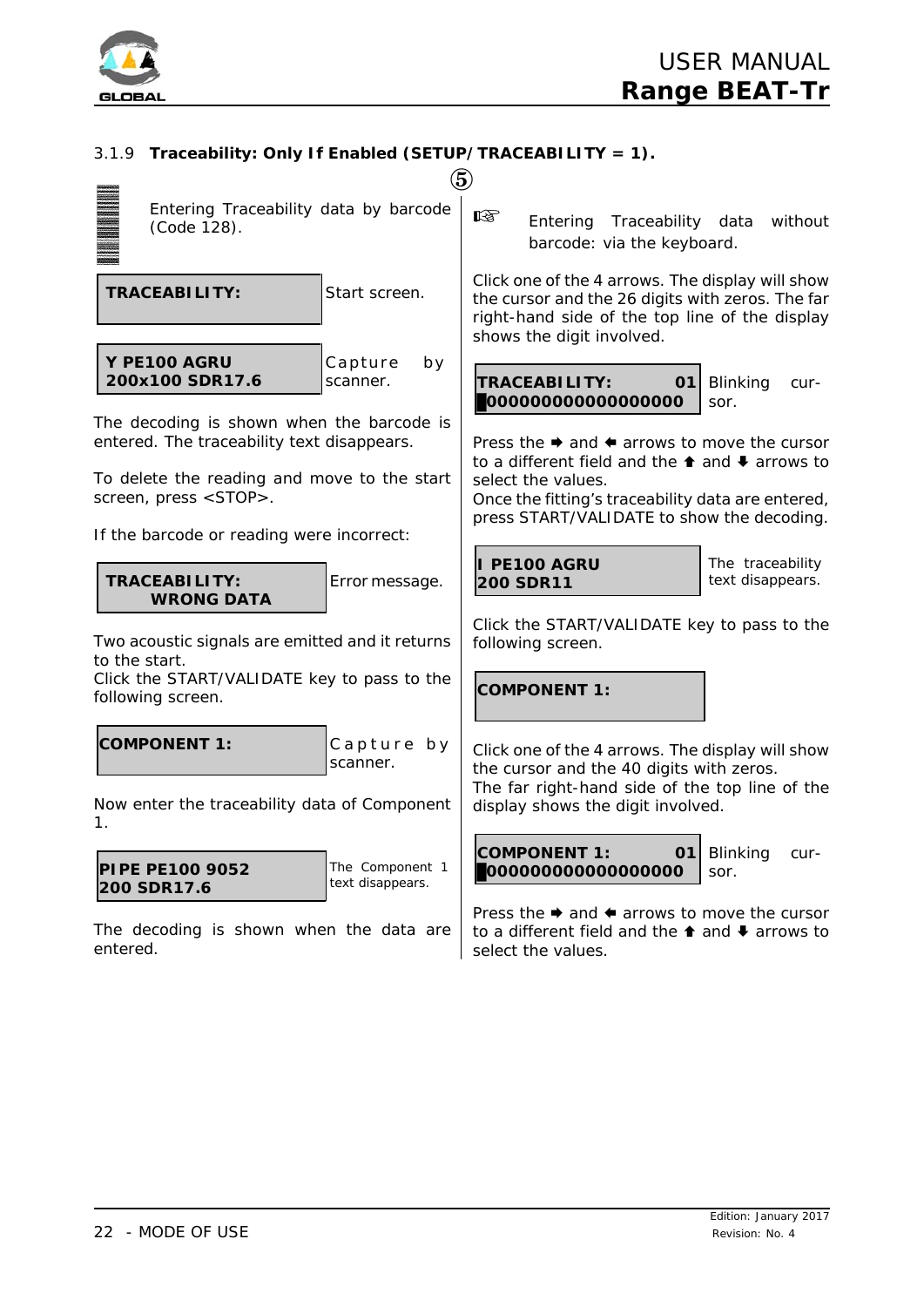### 3.1.9 Traceability: Only If Enabled (SETUP/TRACEABILITY = 1).

⑤

Entering Traceability data by barcode (Code 128).

| TRACEABILITY: | Start screen. |
|---|---|

| Y PE100 AGRU<br>200x100 SDR17.6 | Capture by scanner. |
|---|---|

The decoding is shown when the barcode is entered. The traceability text disappears.

To delete the reading and move to the start screen, press <STOP>.

If the barcode or reading were incorrect:

| TRACEABILITY:<br>WRONG DATA | Error message. |
|---|---|

Two acoustic signals are emitted and it returns to the start.
Click the START/VALIDATE key to pass to the following screen.

| COMPONENT 1: | Capture by scanner. |
|---|---|

Now enter the traceability data of Component 1.

| PIPE PE100 9052<br>200 SDR17.6 | The Component 1 text disappears. |
|---|---|

The decoding is shown when the data are entered.

☞ Entering Traceability data without barcode: via the keyboard.

Click one of the 4 arrows. The display will show the cursor and the 26 digits with zeros. The far right-hand side of the top line of the display shows the digit involved.

| TRACEABILITY: 01<br>█0000000000000000 | Blinking cursor. |
|---|---|

Press the ➡ and ⬅ arrows to move the cursor to a different field and the ⬆ and ⬇ arrows to select the values.
Once the fitting's traceability data are entered, press START/VALIDATE to show the decoding.

| I PE100 AGRU<br>200 SDR11 | The traceability text disappears. |
|---|---|

Click the START/VALIDATE key to pass to the following screen.

| COMPONENT 1: |
|---|

Click one of the 4 arrows. The display will show the cursor and the 40 digits with zeros.
The far right-hand side of the top line of the display shows the digit involved.

| COMPONENT 1: 01<br>█0000000000000000 | Blinking cursor. |
|---|---|

Press the ➡ and ⬅ arrows to move the cursor to a different field and the ⬆ and ⬇ arrows to select the values.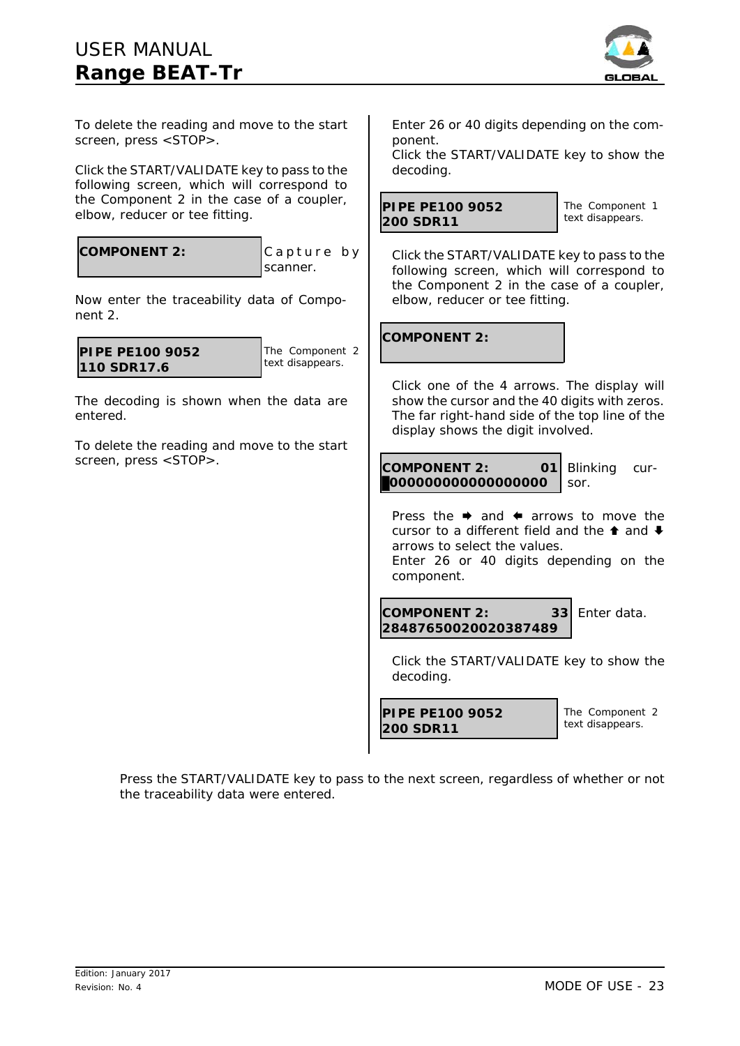To delete the reading and move to the start screen, press <STOP>.

Click the START/VALIDATE key to pass to the following screen, which will correspond to the Component 2 in the case of a coupler, elbow, reducer or tee fitting.

| COMPONENT 2: | Capture by scanner. |
|---|---|

Now enter the traceability data of Component 2.

| PIPE PE100 9052<br>110 SDR17.6 | The Component 2 text disappears. |
|---|---|

The decoding is shown when the data are entered.

To delete the reading and move to the start screen, press <STOP>.

Enter 26 or 40 digits depending on the component.
Click the START/VALIDATE key to show the decoding.

| PIPE PE100 9052<br>200 SDR11 | The Component 1 text disappears. |
|---|---|

Click the START/VALIDATE key to pass to the following screen, which will correspond to the Component 2 in the case of a coupler, elbow, reducer or tee fitting.

| COMPONENT 2: |
|---|

Click one of the 4 arrows. The display will show the cursor and the 40 digits with zeros. The far right-hand side of the top line of the display shows the digit involved.

| COMPONENT 2: 01<br>█00000000000000000 | Blinking cursor. |
|---|---|

Press the ➡ and ⬅ arrows to move the cursor to a different field and the ⬆ and ⬇ arrows to select the values.
Enter 26 or 40 digits depending on the component.

| COMPONENT 2: 33<br>28487650020020387489 | Enter data. |
|---|---|

Click the START/VALIDATE key to show the decoding.

| PIPE PE100 9052<br>200 SDR11 | The Component 2 text disappears. |
|---|---|

Press the START/VALIDATE key to pass to the next screen, regardless of whether or not the traceability data were entered.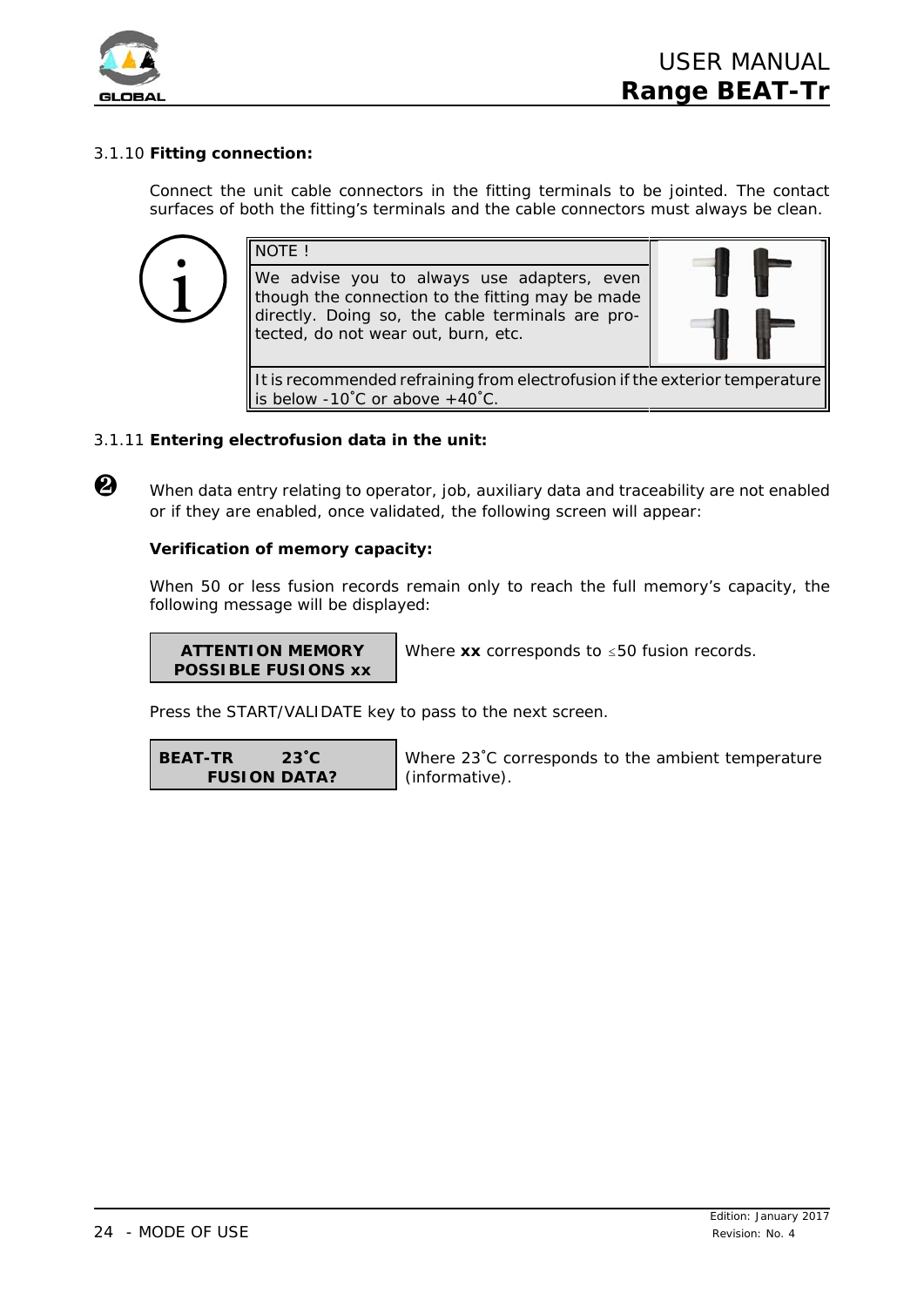### 3.1.10 **Fitting connection:**

Connect the unit cable connectors in the fitting terminals to be jointed. The contact surfaces of both the fitting's terminals and the cable connectors must always be clean.

> **NOTE !**
>
> We advise you to always use adapters, even though the connection to the fitting may be made directly. Doing so, the cable terminals are protected, do not wear out, burn, etc.
>
> It is recommended refraining from electrofusion if the exterior temperature is below -10˚C or above +40˚C.

### 3.1.11 **Entering electrofusion data in the unit:**

❷ When data entry relating to operator, job, auxiliary data and traceability are not enabled or if they are enabled, once validated, the following screen will appear:

**Verification of memory capacity:**

When 50 or less fusion records remain only to reach the full memory's capacity, the following message will be displayed:

| Display | Description |
| --- | --- |
| **ATTENTION MEMORY**<br>**POSSIBLE FUSIONS xx** | Where **xx** corresponds to ≤50 fusion records. |

Press the START/VALIDATE key to pass to the next screen.

| Display | Description |
| --- | --- |
| **BEAT-TR 23˚C**<br>**FUSION DATA?** | Where 23˚C corresponds to the ambient temperature (informative). |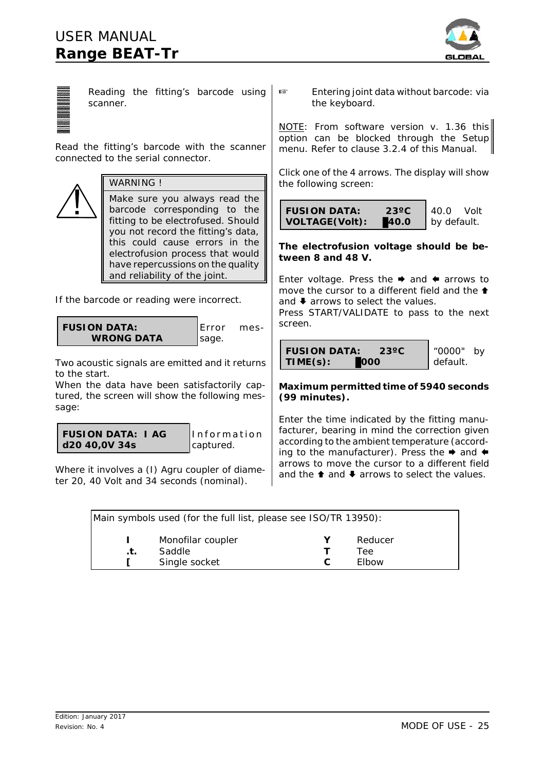Reading the fitting's barcode using scanner.

Read the fitting's barcode with the scanner connected to the serial connector.

| WARNING ! |
|---|
| Make sure you always read the barcode corresponding to the fitting to be electrofused. Should you not record the fitting's data, this could cause errors in the electrofusion process that would have repercussions on the quality and reliability of the joint. |

If the barcode or reading were incorrect.

| Display | |
|---|---|
| **FUSION DATA:**<br>**WRONG DATA** | Error message. |

Two acoustic signals are emitted and it returns to the start.
When the data have been satisfactorily captured, the screen will show the following message:

| Display | |
|---|---|
| **FUSION DATA: I AG**<br>**d20 40,0V 34s** | Information captured. |

Where it involves a (I) Agru coupler of diameter 20, 40 Volt and 34 seconds (nominal).

☞ Entering joint data without barcode: via the keyboard.

NOTE: From software version v. 1.36 this option can be blocked through the Setup menu. Refer to clause 3.2.4 of this Manual.

Click one of the 4 arrows. The display will show the following screen:

| Display | |
|---|---|
| **FUSION DATA: 23ºC**<br>**VOLTAGE(Volt): 40.0** | 40.0 Volt by default. |

**The electrofusion voltage should be between 8 and 48 V.**

Enter voltage. Press the ➡ and ⬅ arrows to move the cursor to a different field and the ⬆ and ⬇ arrows to select the values.
Press START/VALIDATE to pass to the next screen.

| Display | |
|---|---|
| **FUSION DATA: 23ºC**<br>**TIME(s): 0000** | "0000" by default. |

**Maximum permitted time of 5940 seconds (99 minutes).**

Enter the time indicated by the fitting manufacturer, bearing in mind the correction given according to the ambient temperature (according to the manufacturer). Press the ➡ and ⬅ arrows to move the cursor to a different field and the ⬆ and ⬇ arrows to select the values.

Main symbols used (for the full list, please see ISO/TR 13950):

| Symbol | Meaning | Symbol | Meaning |
|---|---|---|---|
| **I** | Monofilar coupler | **Y** | Reducer |
| **.t.** | Saddle | **T** | Tee |
| **[** | Single socket | **C** | Elbow |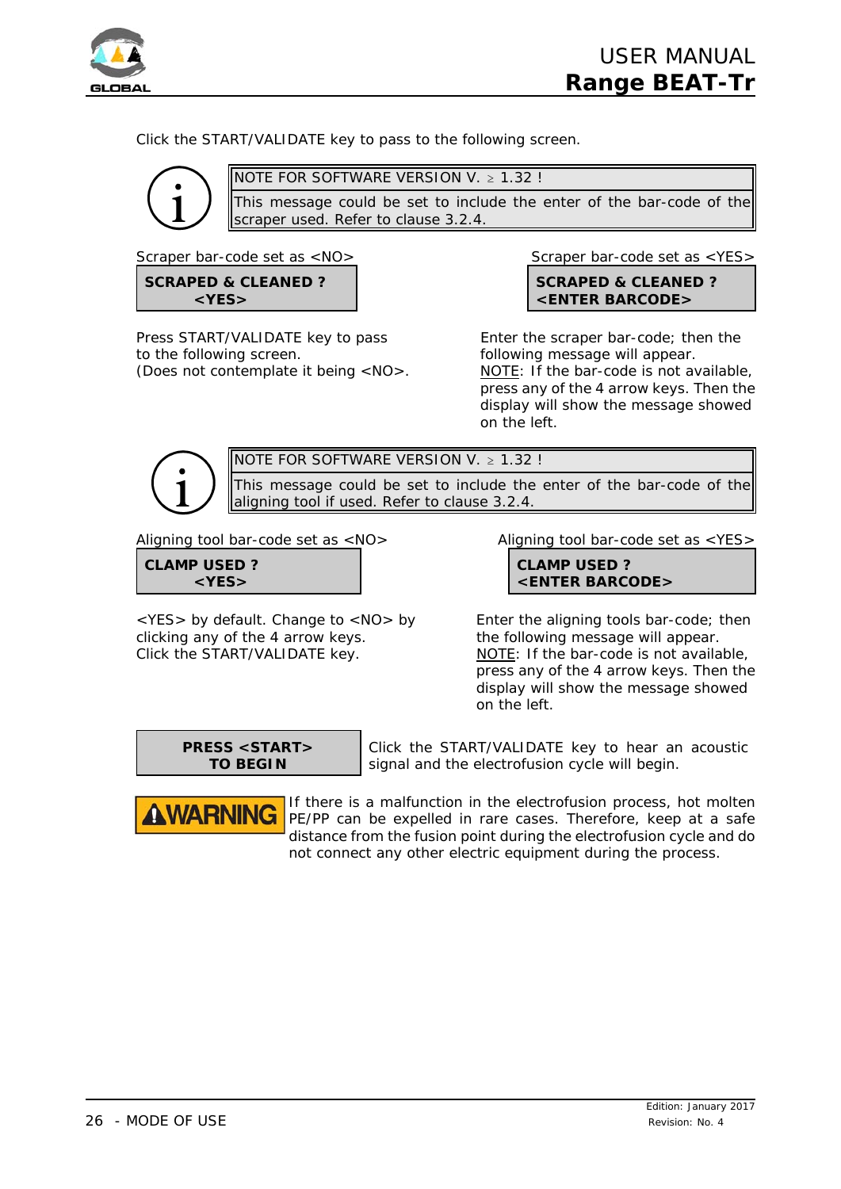Click the START/VALIDATE key to pass to the following screen.

| NOTE FOR SOFTWARE VERSION V. ≥ 1.32 ! |
| --- |
| This message could be set to include the enter of the bar-code of the scraper used. Refer to clause 3.2.4. |

Scraper bar-code set as <NO>

**SCRAPED & CLEANED ?**
**<YES>**

Press START/VALIDATE key to pass to the following screen.
(Does not contemplate it being <NO>.

Scraper bar-code set as <YES>

**SCRAPED & CLEANED ?**
**<ENTER BARCODE>**

Enter the scraper bar-code; then the following message will appear.
NOTE: If the bar-code is not available, press any of the 4 arrow keys. Then the display will show the message showed on the left.

| NOTE FOR SOFTWARE VERSION V. ≥ 1.32 ! |
| --- |
| This message could be set to include the enter of the bar-code of the aligning tool if used. Refer to clause 3.2.4. |

Aligning tool bar-code set as <NO>

**CLAMP USED ?**
**<YES>**

<YES> by default. Change to <NO> by clicking any of the 4 arrow keys.
Click the START/VALIDATE key.

Aligning tool bar-code set as <YES>

**CLAMP USED ?**
**<ENTER BARCODE>**

Enter the aligning tools bar-code; then the following message will appear.
NOTE: If the bar-code is not available, press any of the 4 arrow keys. Then the display will show the message showed on the left.

**PRESS <START>**
**TO BEGIN**

Click the START/VALIDATE key to hear an acoustic signal and the electrofusion cycle will begin.

**WARNING** If there is a malfunction in the electrofusion process, hot molten PE/PP can be expelled in rare cases. Therefore, keep at a safe distance from the fusion point during the electrofusion cycle and do not connect any other electric equipment during the process.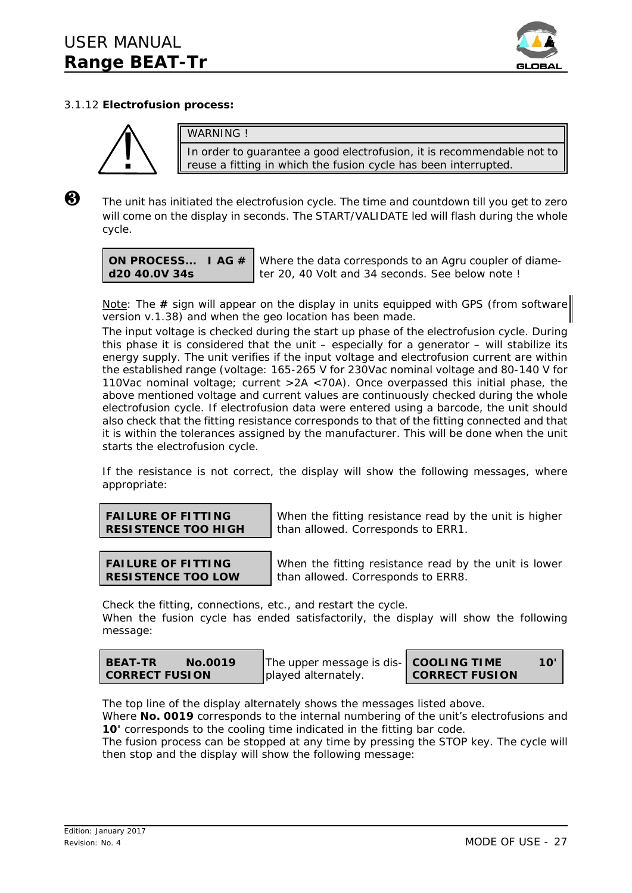3.1.12 **Electrofusion process:**

| WARNING ! |
| --- |
| In order to guarantee a good electrofusion, it is recommendable not to reuse a fitting in which the fusion cycle has been interrupted. |

❸ The unit has initiated the electrofusion cycle. The time and countdown till you get to zero will come on the display in seconds. The START/VALIDATE led will flash during the whole cycle.

| **ON PROCESS... I AG #**<br>**d20 40.0V 34s** | Where the data corresponds to an Agru coupler of diameter 20, 40 Volt and 34 seconds. See below note ! |
| --- | --- |

Note: The **#** sign will appear on the display in units equipped with GPS (from software version v.1.38) and when the geo location has been made.

The input voltage is checked during the start up phase of the electrofusion cycle. During this phase it is considered that the unit – especially for a generator – will stabilize its energy supply. The unit verifies if the input voltage and electrofusion current are within the established range (voltage: 165-265 V for 230Vac nominal voltage and 80-140 V for 110Vac nominal voltage; current >2A <70A). Once overpassed this initial phase, the above mentioned voltage and current values are continuously checked during the whole electrofusion cycle. If electrofusion data were entered using a barcode, the unit should also check that the fitting resistance corresponds to that of the fitting connected and that it is within the tolerances assigned by the manufacturer. This will be done when the unit starts the electrofusion cycle.

If the resistance is not correct, the display will show the following messages, where appropriate:

| **FAILURE OF FITTING**<br>**RESISTENCE TOO HIGH** | When the fitting resistance read by the unit is higher than allowed. Corresponds to ERR1. |
| --- | --- |
| **FAILURE OF FITTING**<br>**RESISTENCE TOO LOW** | When the fitting resistance read by the unit is lower than allowed. Corresponds to ERR8. |

Check the fitting, connections, etc., and restart the cycle.

When the fusion cycle has ended satisfactorily, the display will show the following message:

| **BEAT-TR No.0019**<br>**CORRECT FUSION** | The upper message is displayed alternately. | **COOLING TIME 10'**<br>**CORRECT FUSION** |
| --- | --- | --- |

The top line of the display alternately shows the messages listed above.

Where **No. 0019** corresponds to the internal numbering of the unit's electrofusions and **10'** corresponds to the cooling time indicated in the fitting bar code.

The fusion process can be stopped at any time by pressing the STOP key. The cycle will then stop and the display will show the following message: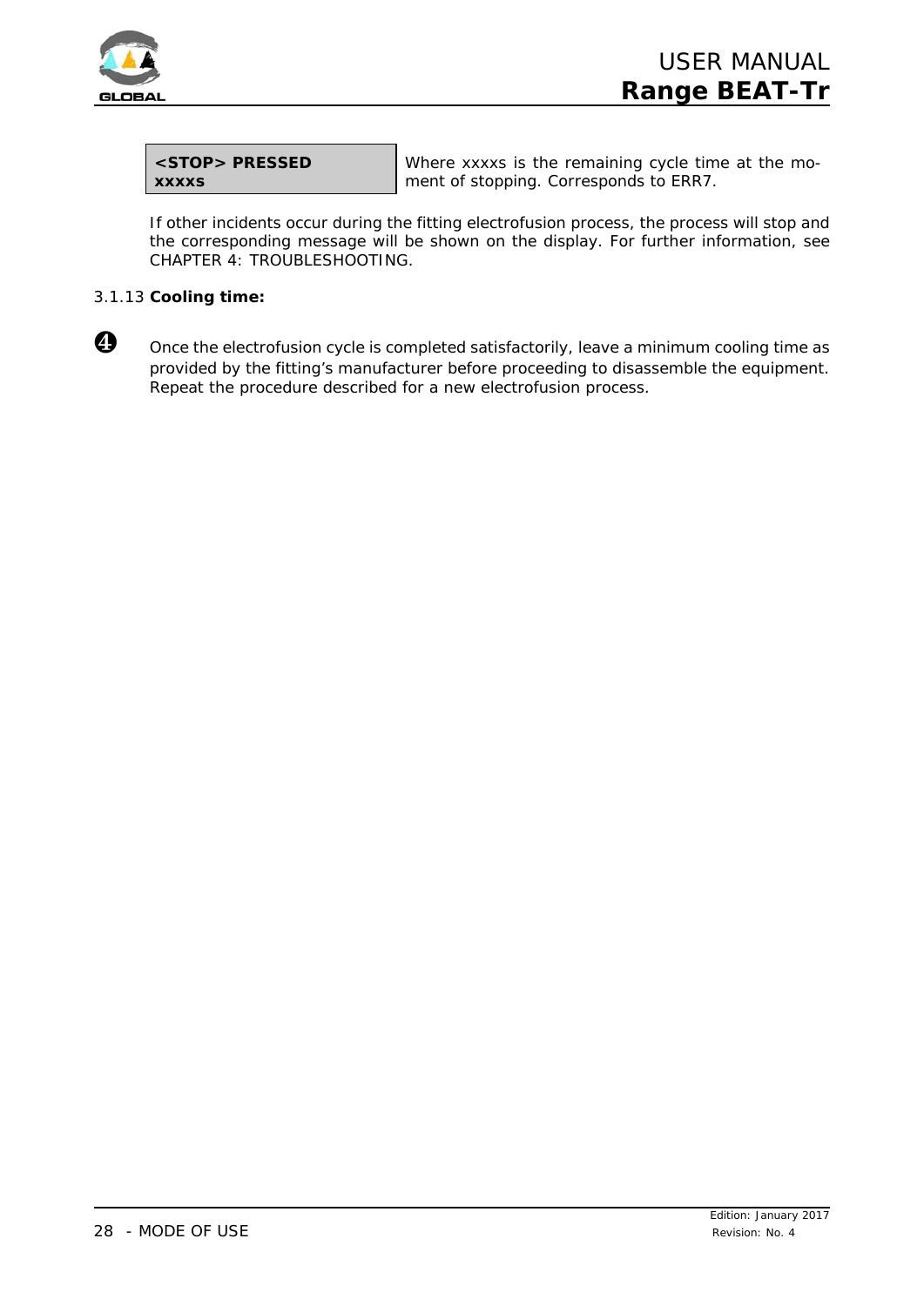| **<STOP> PRESSED xxxxs** | Where xxxxs is the remaining cycle time at the moment of stopping. Corresponds to ERR7. |
|---|---|

If other incidents occur during the fitting electrofusion process, the process will stop and the corresponding message will be shown on the display. For further information, see CHAPTER 4: TROUBLESHOOTING.

### 3.1.13 **Cooling time:**

❹ Once the electrofusion cycle is completed satisfactorily, leave a minimum cooling time as provided by the fitting's manufacturer before proceeding to disassemble the equipment. Repeat the procedure described for a new electrofusion process.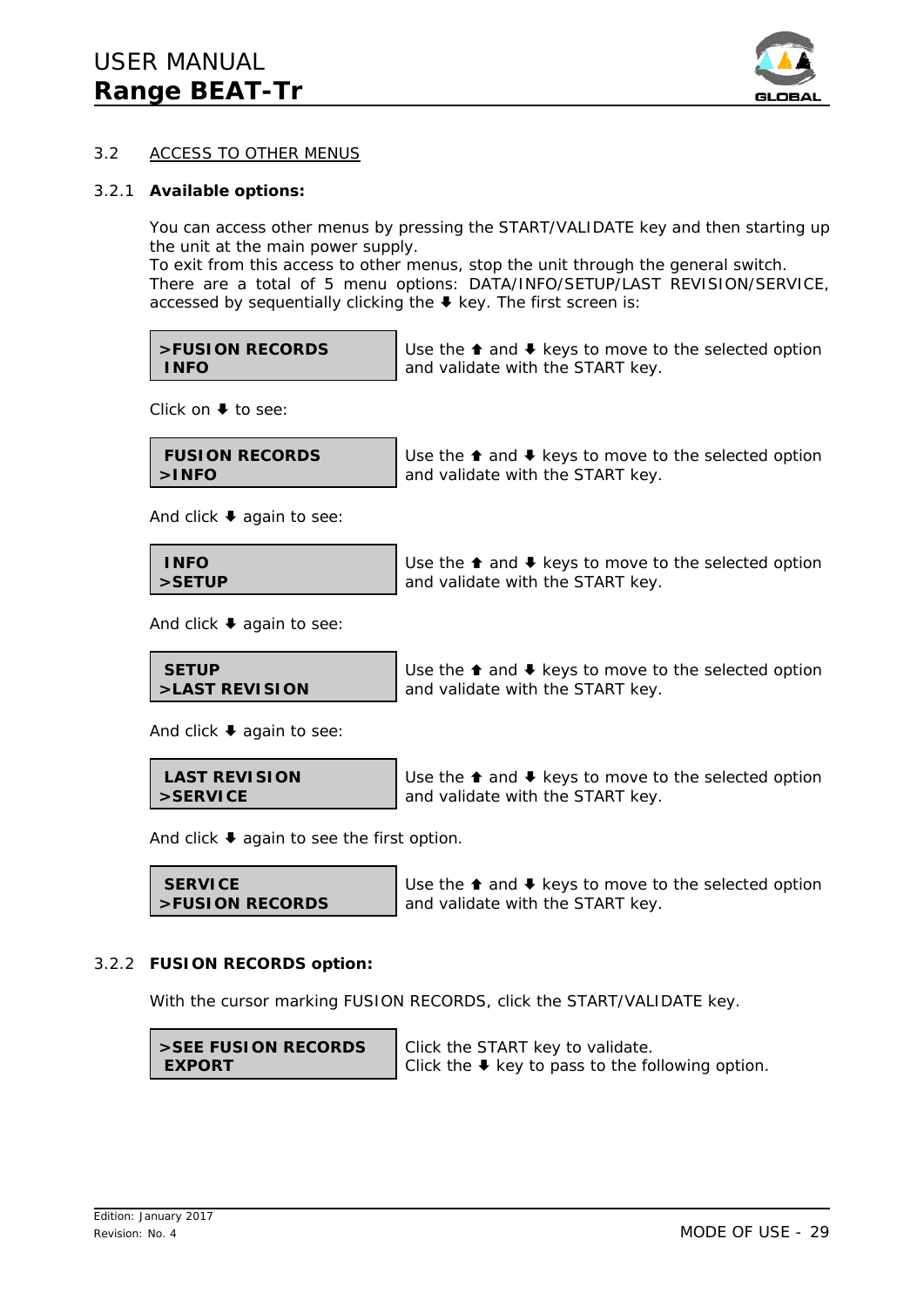## 3.2 ACCESS TO OTHER MENUS

### 3.2.1 Available options:

You can access other menus by pressing the START/VALIDATE key and then starting up the unit at the main power supply.
To exit from this access to other menus, stop the unit through the general switch.
There are a total of 5 menu options: DATA/INFO/SETUP/LAST REVISION/SERVICE, accessed by sequentially clicking the ⬇ key. The first screen is:

| Screen | Action |
|---|---|
| **>FUSION RECORDS**<br>**INFO** | Use the ⬆ and ⬇ keys to move to the selected option and validate with the START key. |

Click on ⬇ to see:

| Screen | Action |
|---|---|
| **FUSION RECORDS**<br>**>INFO** | Use the ⬆ and ⬇ keys to move to the selected option and validate with the START key. |

And click ⬇ again to see:

| Screen | Action |
|---|---|
| **INFO**<br>**>SETUP** | Use the ⬆ and ⬇ keys to move to the selected option and validate with the START key. |

And click ⬇ again to see:

| Screen | Action |
|---|---|
| **SETUP**<br>**>LAST REVISION** | Use the ⬆ and ⬇ keys to move to the selected option and validate with the START key. |

And click ⬇ again to see:

| Screen | Action |
|---|---|
| **LAST REVISION**<br>**>SERVICE** | Use the ⬆ and ⬇ keys to move to the selected option and validate with the START key. |

And click ⬇ again to see the first option.

| Screen | Action |
|---|---|
| **SERVICE**<br>**>FUSION RECORDS** | Use the ⬆ and ⬇ keys to move to the selected option and validate with the START key. |

### 3.2.2 FUSION RECORDS option:

With the cursor marking FUSION RECORDS, click the START/VALIDATE key.

| Screen | Action |
|---|---|
| **>SEE FUSION RECORDS**<br>**EXPORT** | Click the START key to validate.<br>Click the ⬇ key to pass to the following option. |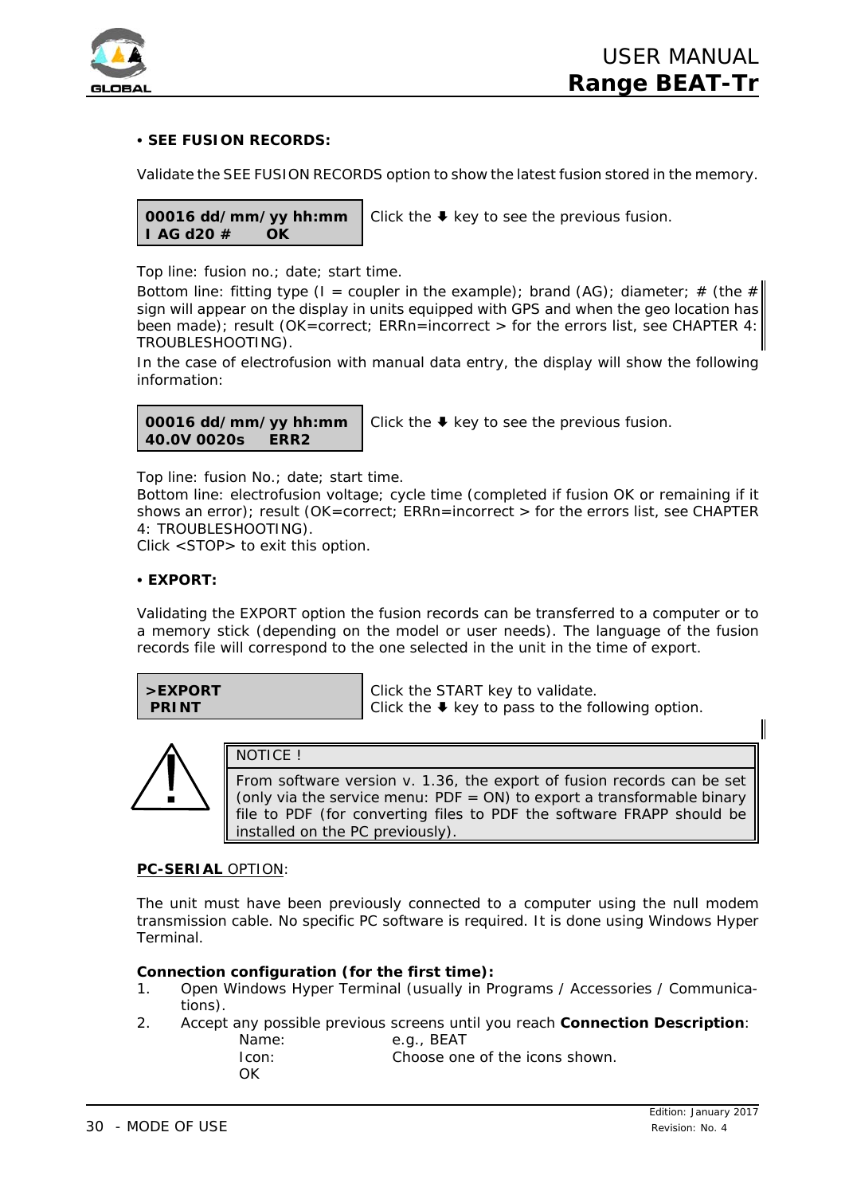• **SEE FUSION RECORDS:**

Validate the SEE FUSION RECORDS option to show the latest fusion stored in the memory.

| **00016 dd/mm/yy hh:mm**<br>**I AG d20 # OK** | Click the ⬇ key to see the previous fusion. |
|---|---|

Top line: fusion no.; date; start time.
Bottom line: fitting type (I = coupler in the example); brand (AG); diameter; # (the # sign will appear on the display in units equipped with GPS and when the geo location has been made); result (OK=correct; ERRn=incorrect > for the errors list, see CHAPTER 4: TROUBLESHOOTING).
In the case of electrofusion with manual data entry, the display will show the following information:

| **00016 dd/mm/yy hh:mm**<br>**40.0V 0020s ERR2** | Click the ⬇ key to see the previous fusion. |
|---|---|

Top line: fusion No.; date; start time.
Bottom line: electrofusion voltage; cycle time (completed if fusion OK or remaining if it shows an error); result (OK=correct; ERRn=incorrect > for the errors list, see CHAPTER 4: TROUBLESHOOTING).
Click <STOP> to exit this option.

• **EXPORT:**

Validating the EXPORT option the fusion records can be transferred to a computer or to a memory stick (depending on the model or user needs). The language of the fusion records file will correspond to the one selected in the unit in the time of export.

| **>EXPORT**<br>**PRINT** | Click the START key to validate.<br>Click the ⬇ key to pass to the following option. |
|---|---|

| NOTICE ! |
|---|
| From software version v. 1.36, the export of fusion records can be set (only via the service menu: PDF = ON) to export a transformable binary file to PDF (for converting files to PDF the software FRAPP should be installed on the PC previously). |

**PC-SERIAL** OPTION:

The unit must have been previously connected to a computer using the null modem transmission cable. No specific PC software is required. It is done using Windows Hyper Terminal.

**Connection configuration (for the first time):**

1. Open Windows Hyper Terminal (usually in Programs / Accessories / Communications).
2. Accept any possible previous screens until you reach **Connection Description**:
   - Name: e.g., BEAT
   - Icon: Choose one of the icons shown.
   - OK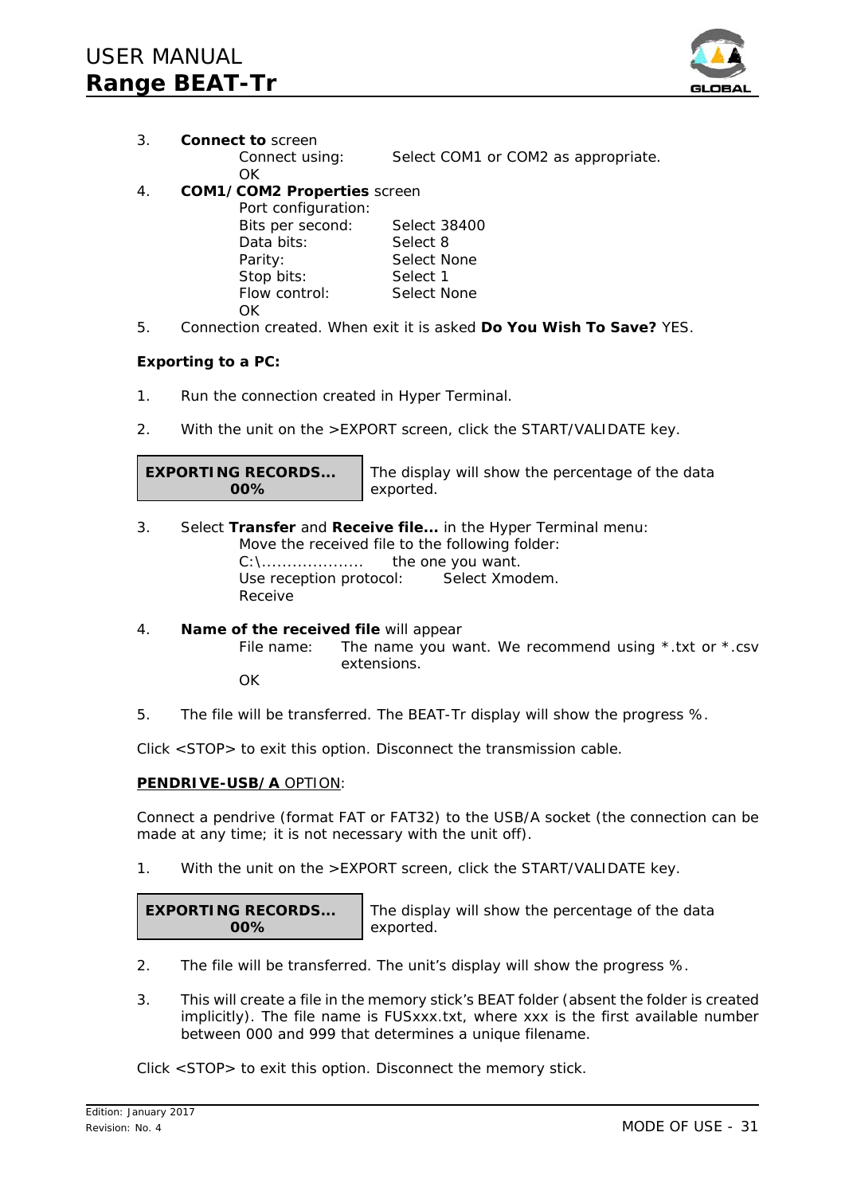3. **Connect to** screen
   Connect using: Select COM1 or COM2 as appropriate.
   OK
4. **COM1/COM2 Properties** screen
   Port configuration:
   Bits per second: Select 38400
   Data bits: Select 8
   Parity: Select None
   Stop bits: Select 1
   Flow control: Select None
   OK
5. Connection created. When exit it is asked **Do You Wish To Save?** YES.

**Exporting to a PC:**

1. Run the connection created in Hyper Terminal.

2. With the unit on the >EXPORT screen, click the START/VALIDATE key.

| **EXPORTING RECORDS...** **00%** | The display will show the percentage of the data exported. |
|---|---|

3. Select **Transfer** and **Receive file...** in the Hyper Terminal menu:
   Move the received file to the following folder:
   C:\.................... the one you want.
   Use reception protocol: Select Xmodem.
   Receive

4. **Name of the received file** will appear
   File name: The name you want. We recommend using *.txt or *.csv extensions.
   OK

5. The file will be transferred. The BEAT-Tr display will show the progress %.

Click <STOP> to exit this option. Disconnect the transmission cable.

**PENDRIVE-USB/A** OPTION:

Connect a pendrive (format FAT or FAT32) to the USB/A socket (the connection can be made at any time; it is not necessary with the unit off).

1. With the unit on the >EXPORT screen, click the START/VALIDATE key.

| **EXPORTING RECORDS...** **00%** | The display will show the percentage of the data exported. |
|---|---|

2. The file will be transferred. The unit's display will show the progress %.

3. This will create a file in the memory stick's BEAT folder (absent the folder is created implicitly). The file name is FUSxxx.txt, where xxx is the first available number between 000 and 999 that determines a unique filename.

Click <STOP> to exit this option. Disconnect the memory stick.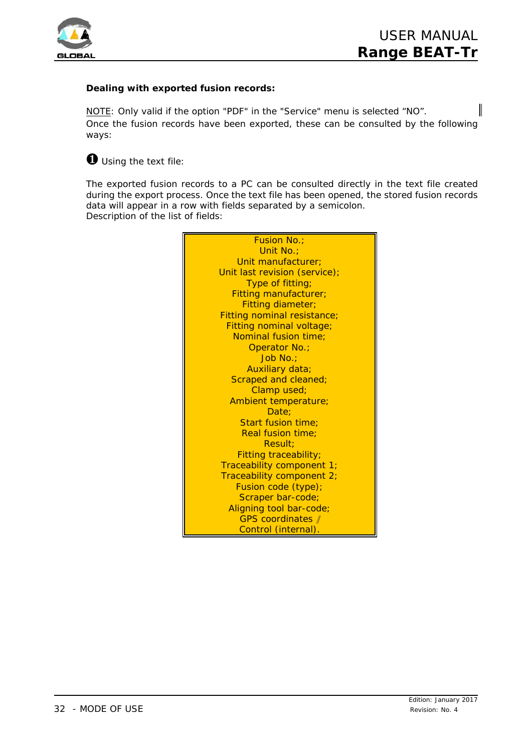**Dealing with exported fusion records:**

NOTE: Only valid if the option "PDF" in the "Service" menu is selected “NO”.
Once the fusion records have been exported, these can be consulted by the following ways:

➊ Using the text file:

The exported fusion records to a PC can be consulted directly in the text file created during the export process. Once the text file has been opened, the stored fusion records data will appear in a row with fields separated by a semicolon.
Description of the list of fields:

| Fusion No.; |
|---|
| Unit No.; |
| Unit manufacturer; |
| Unit last revision (service); |
| Type of fitting; |
| Fitting manufacturer; |
| Fitting diameter; |
| Fitting nominal resistance; |
| Fitting nominal voltage; |
| Nominal fusion time; |
| Operator No.; |
| Job No.; |
| Auxiliary data; |
| Scraped and cleaned; |
| Clamp used; |
| Ambient temperature; |
| Date; |
| Start fusion time; |
| Real fusion time; |
| Result; |
| Fitting traceability; |
| Traceability component 1; |
| Traceability component 2; |
| Fusion code (type); |
| Scraper bar-code; |
| Aligning tool bar-code; |
| GPS coordinates // |
| Control (internal). |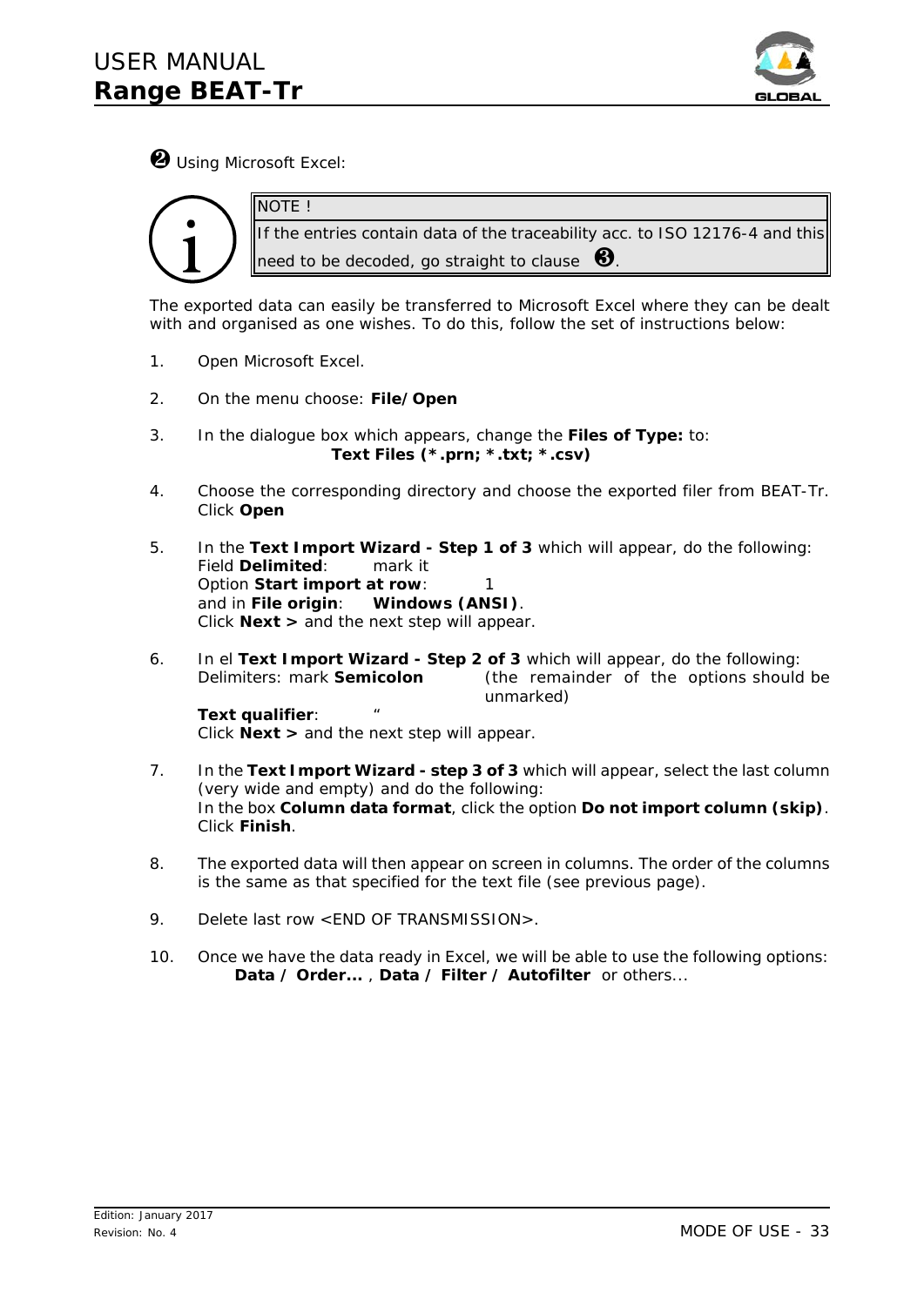❷ Using Microsoft Excel:

> **NOTE !**
>
> If the entries contain data of the traceability acc. to ISO 12176-4 and this need to be decoded, go straight to clause ❸.

The exported data can easily be transferred to Microsoft Excel where they can be dealt with and organised as one wishes. To do this, follow the set of instructions below:

1. Open Microsoft Excel.

2. On the menu choose: **File/Open**

3. In the dialogue box which appears, change the **Files of Type:** to:
   **Text Files (*.prn; *.txt; *.csv)**

4. Choose the corresponding directory and choose the exported filer from BEAT-Tr. Click **Open**

5. In the **Text Import Wizard - Step 1 of 3** which will appear, do the following:
   Field **Delimited**: mark it
   Option **Start import at row**: 1
   and in **File origin**: **Windows (ANSI)**.
   Click **Next >** and the next step will appear.

6. In el **Text Import Wizard - Step 2 of 3** which will appear, do the following:
   Delimiters: mark **Semicolon** (the remainder of the options should be unmarked)
   **Text qualifier**: "
   Click **Next >** and the next step will appear.

7. In the **Text Import Wizard - step 3 of 3** which will appear, select the last column (very wide and empty) and do the following:
   In the box **Column data format**, click the option **Do not import column (skip)**.
   Click **Finish**.

8. The exported data will then appear on screen in columns. The order of the columns is the same as that specified for the text file (see previous page).

9. Delete last row <END OF TRANSMISSION>.

10. Once we have the data ready in Excel, we will be able to use the following options:
    **Data / Order...** , **Data / Filter / Autofilter** or others...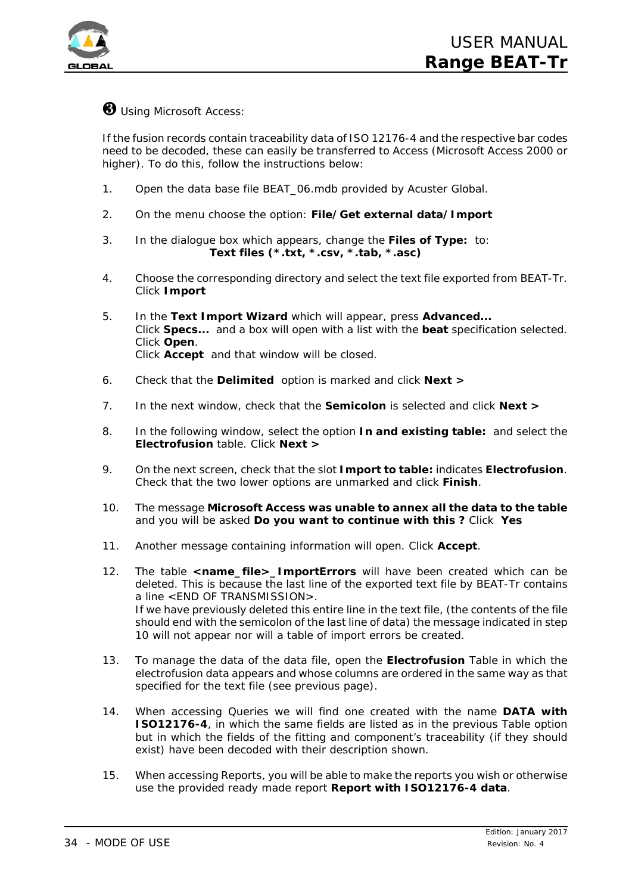❸ Using Microsoft Access:

If the fusion records contain traceability data of ISO 12176-4 and the respective bar codes need to be decoded, these can easily be transferred to Access (Microsoft Access 2000 or higher). To do this, follow the instructions below:

1. Open the data base file BEAT_06.mdb provided by Acuster Global.

2. On the menu choose the option: **File/Get external data/Import**

3. In the dialogue box which appears, change the **Files of Type:** to:
   **Text files (*.txt, *.csv, *.tab, *.asc)**

4. Choose the corresponding directory and select the text file exported from BEAT-Tr. Click **Import**

5. In the **Text Import Wizard** which will appear, press **Advanced...**
   Click **Specs...** and a box will open with a list with the **beat** specification selected. Click **Open**.
   Click **Accept** and that window will be closed.

6. Check that the **Delimited** option is marked and click **Next >**

7. In the next window, check that the **Semicolon** is selected and click **Next >**

8. In the following window, select the option **In and existing table:** and select the **Electrofusion** table. Click **Next >**

9. On the next screen, check that the slot **Import to table:** indicates **Electrofusion**. Check that the two lower options are unmarked and click **Finish**.

10. The message **Microsoft Access was unable to annex all the data to the table** and you will be asked **Do you want to continue with this ?** Click **Yes**

11. Another message containing information will open. Click **Accept**.

12. The table **<name_file>_ImportErrors** will have been created which can be deleted. This is because the last line of the exported text file by BEAT-Tr contains a line <END OF TRANSMISSION>.
    If we have previously deleted this entire line in the text file, (the contents of the file should end with the semicolon of the last line of data) the message indicated in step 10 will not appear nor will a table of import errors be created.

13. To manage the data of the data file, open the **Electrofusion** Table in which the electrofusion data appears and whose columns are ordered in the same way as that specified for the text file (see previous page).

14. When accessing Queries we will find one created with the name **DATA with ISO12176-4**, in which the same fields are listed as in the previous Table option but in which the fields of the fitting and component's traceability (if they should exist) have been decoded with their description shown.

15. When accessing Reports, you will be able to make the reports you wish or otherwise use the provided ready made report **Report with ISO12176-4 data**.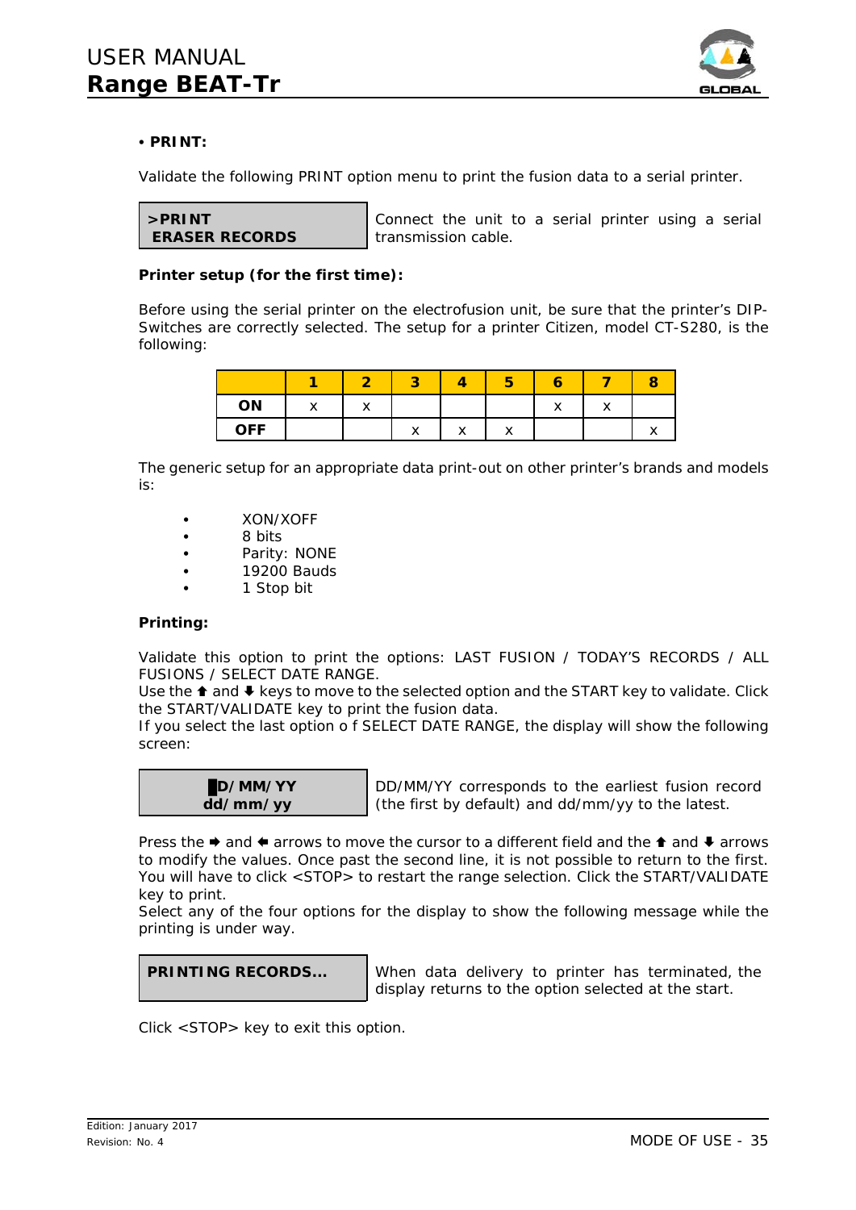• **PRINT:**

Validate the following PRINT option menu to print the fusion data to a serial printer.

| **>PRINT**<br>**ERASER RECORDS** | Connect the unit to a serial printer using a serial transmission cable. |
|---|---|

**Printer setup (for the first time):**

Before using the serial printer on the electrofusion unit, be sure that the printer's DIP-Switches are correctly selected. The setup for a printer Citizen, model CT-S280, is the following:

| | **1** | **2** | **3** | **4** | **5** | **6** | **7** | **8** |
|---|---|---|---|---|---|---|---|---|
| **ON** | x | x | | | | x | x | |
| **OFF** | | | x | x | x | | | x |

The generic setup for an appropriate data print-out on other printer's brands and models is:

- XON/XOFF
- 8 bits
- Parity: NONE
- 19200 Bauds
- 1 Stop bit

**Printing:**

Validate this option to print the options: LAST FUSION / TODAY'S RECORDS / ALL FUSIONS / SELECT DATE RANGE.
Use the ⬆ and ⬇ keys to move to the selected option and the START key to validate. Click the START/VALIDATE key to print the fusion data.
If you select the last option o f SELECT DATE RANGE, the display will show the following screen:

| **█D/MM/YY**<br>**dd/mm/yy** | DD/MM/YY corresponds to the earliest fusion record (the first by default) and dd/mm/yy to the latest. |
|---|---|

Press the ➡ and ⬅ arrows to move the cursor to a different field and the ⬆ and ⬇ arrows to modify the values. Once past the second line, it is not possible to return to the first. You will have to click <STOP> to restart the range selection. Click the START/VALIDATE key to print.
Select any of the four options for the display to show the following message while the printing is under way.

| **PRINTING RECORDS...** | When data delivery to printer has terminated, the display returns to the option selected at the start. |
|---|---|

Click <STOP> key to exit this option.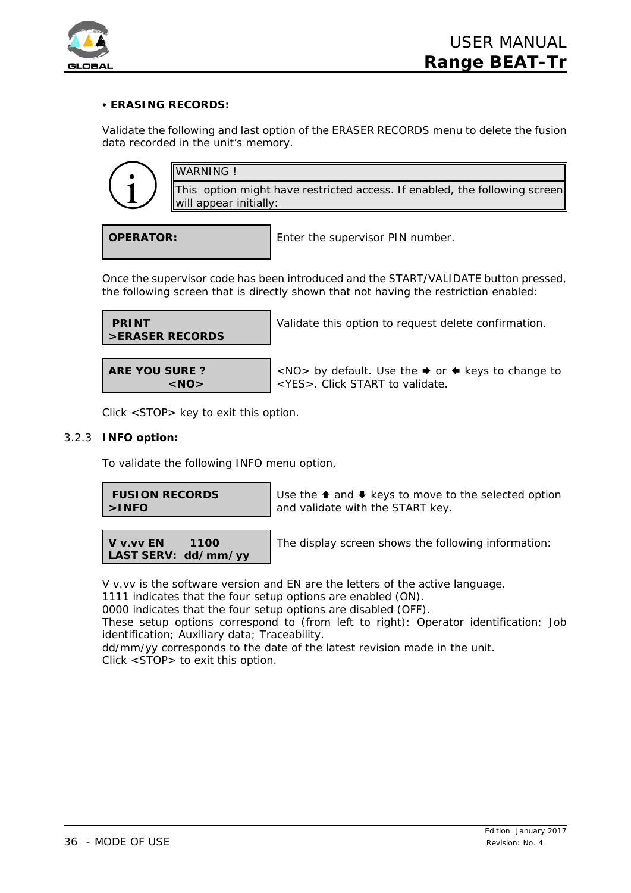• **ERASING RECORDS:**

Validate the following and last option of the ERASER RECORDS menu to delete the fusion data recorded in the unit's memory.

| WARNING ! |
|---|
| This option might have restricted access. If enabled, the following screen will appear initially: |

| | |
|---|---|
| **OPERATOR:** | Enter the supervisor PIN number. |

Once the supervisor code has been introduced and the START/VALIDATE button pressed, the following screen that is directly shown that not having the restriction enabled:

| | |
|---|---|
| **PRINT**<br>**>ERASER RECORDS** | Validate this option to request delete confirmation. |
| **ARE YOU SURE ?**<br>**<NO>** | <NO> by default. Use the ➡ or ⬅ keys to change to <YES>. Click START to validate. |

Click <STOP> key to exit this option.

### 3.2.3 INFO option:

To validate the following INFO menu option,

| | |
|---|---|
| **FUSION RECORDS**<br>**>INFO** | Use the ⬆ and ⬇ keys to move to the selected option and validate with the START key. |
| **V v.vv EN 1100**<br>**LAST SERV: dd/mm/yy** | The display screen shows the following information: |

V v.vv is the software version and EN are the letters of the active language.
1111 indicates that the four setup options are enabled (ON).
0000 indicates that the four setup options are disabled (OFF).
These setup options correspond to (from left to right): Operator identification; Job identification; Auxiliary data; Traceability.
dd/mm/yy corresponds to the date of the latest revision made in the unit.
Click <STOP> to exit this option.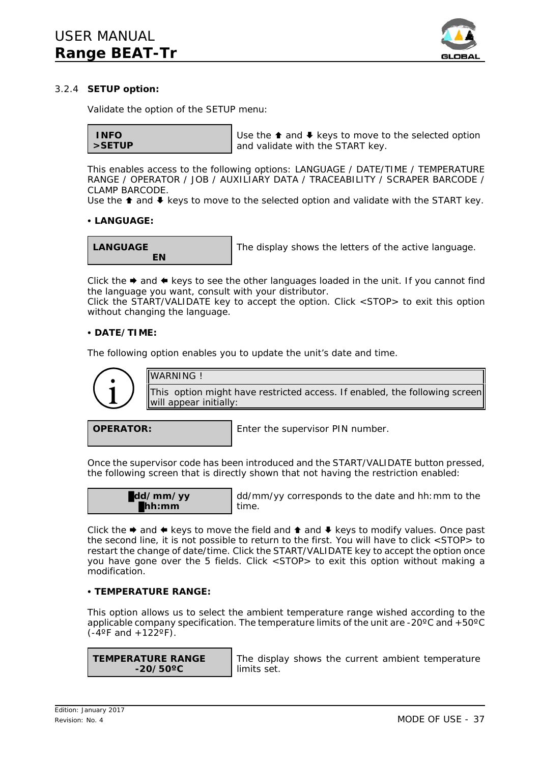### 3.2.4 **SETUP option:**

Validate the option of the SETUP menu:

| INFO<br>>SETUP | Use the ⬆ and ⬇ keys to move to the selected option and validate with the START key. |
|---|---|

This enables access to the following options: LANGUAGE / DATE/TIME / TEMPERATURE RANGE / OPERATOR / JOB / AUXILIARY DATA / TRACEABILITY / SCRAPER BARCODE / CLAMP BARCODE.
Use the ⬆ and ⬇ keys to move to the selected option and validate with the START key.

• **LANGUAGE:**

| LANGUAGE<br>EN | The display shows the letters of the active language. |
|---|---|

Click the ➡ and ⬅ keys to see the other languages loaded in the unit. If you cannot find the language you want, consult with your distributor.
Click the START/VALIDATE key to accept the option. Click <STOP> to exit this option without changing the language.

• **DATE/TIME:**

The following option enables you to update the unit's date and time.

| WARNING ! |
|---|
| This option might have restricted access. If enabled, the following screen will appear initially: |

| OPERATOR: | Enter the supervisor PIN number. |
|---|---|

Once the supervisor code has been introduced and the START/VALIDATE button pressed, the following screen that is directly shown that not having the restriction enabled:

| █dd/mm/yy<br>█hh:mm | dd/mm/yy corresponds to the date and hh:mm to the time. |
|---|---|

Click the ➡ and ⬅ keys to move the field and ⬆ and ⬇ keys to modify values. Once past the second line, it is not possible to return to the first. You will have to click <STOP> to restart the change of date/time. Click the START/VALIDATE key to accept the option once you have gone over the 5 fields. Click <STOP> to exit this option without making a modification.

• **TEMPERATURE RANGE:**

This option allows us to select the ambient temperature range wished according to the applicable company specification. The temperature limits of the unit are -20ºC and +50ºC (-4ºF and +122ºF).

| TEMPERATURE RANGE<br>-20/50ºC | The display shows the current ambient temperature limits set. |
|---|---|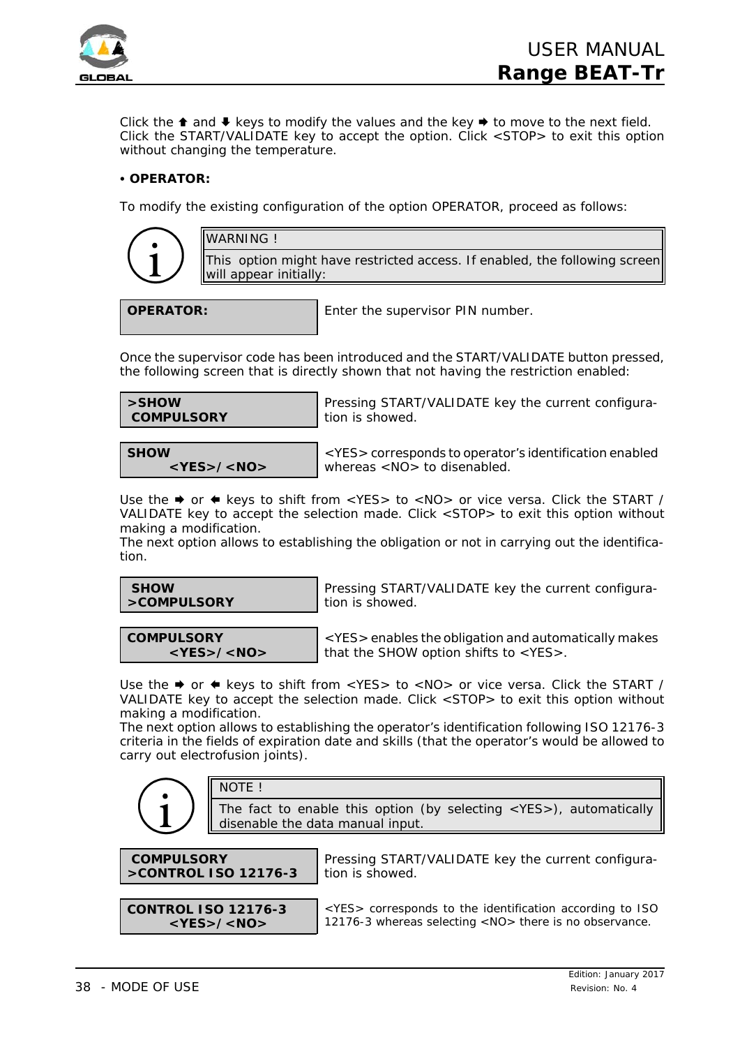Click the ⬆ and ⬇ keys to modify the values and the key ➡ to move to the next field. Click the START/VALIDATE key to accept the option. Click <STOP> to exit this option without changing the temperature.

• **OPERATOR:**

To modify the existing configuration of the option OPERATOR, proceed as follows:

| WARNING ! |
|---|
| This option might have restricted access. If enabled, the following screen will appear initially: |

| **OPERATOR:** | Enter the supervisor PIN number. |
|---|---|

Once the supervisor code has been introduced and the START/VALIDATE button pressed, the following screen that is directly shown that not having the restriction enabled:

| **>SHOW**<br>**COMPULSORY** | Pressing START/VALIDATE key the current configuration is showed. |
|---|---|

| **SHOW**<br>**<YES>/<NO>** | <YES> corresponds to operator's identification enabled whereas <NO> to disenabled. |
|---|---|

Use the ➡ or ⬅ keys to shift from <YES> to <NO> or vice versa. Click the START / VALIDATE key to accept the selection made. Click <STOP> to exit this option without making a modification.
The next option allows to establishing the obligation or not in carrying out the identification.

| **SHOW**<br>**>COMPULSORY** | Pressing START/VALIDATE key the current configuration is showed. |
|---|---|

| **COMPULSORY**<br>**<YES>/<NO>** | <YES> enables the obligation and automatically makes that the SHOW option shifts to <YES>. |
|---|---|

Use the ➡ or ⬅ keys to shift from <YES> to <NO> or vice versa. Click the START / VALIDATE key to accept the selection made. Click <STOP> to exit this option without making a modification.
The next option allows to establishing the operator's identification following ISO 12176-3 criteria in the fields of expiration date and skills (that the operator's would be allowed to carry out electrofusion joints).

| NOTE ! |
|---|
| The fact to enable this option (by selecting <YES>), automatically disenable the data manual input. |

| **COMPULSORY**<br>**>CONTROL ISO 12176-3** | Pressing START/VALIDATE key the current configuration is showed. |
|---|---|

| **CONTROL ISO 12176-3**<br>**<YES>/<NO>** | <YES> corresponds to the identification according to ISO 12176-3 whereas selecting <NO> there is no observance. |
|---|---|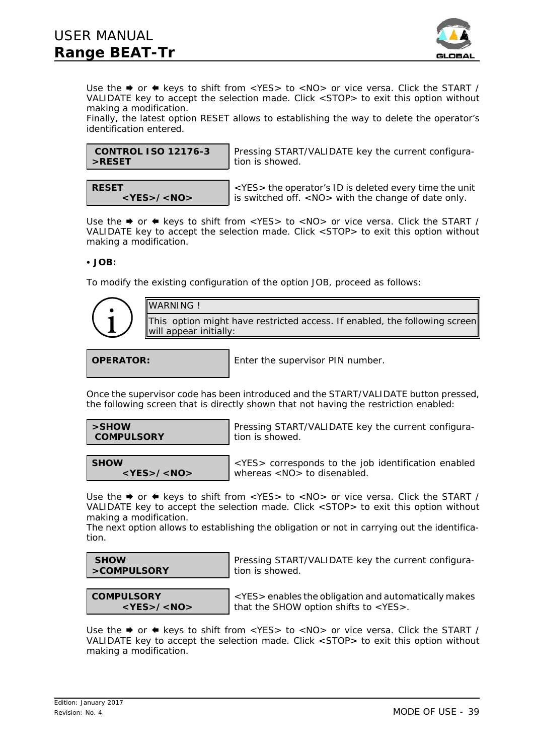Use the ➡ or ⬅ keys to shift from <YES> to <NO> or vice versa. Click the START / VALIDATE key to accept the selection made. Click <STOP> to exit this option without making a modification.
Finally, the latest option RESET allows to establishing the way to delete the operator's identification entered.

| **CONTROL ISO 12176-3**<br>**>RESET** | Pressing START/VALIDATE key the current configuration is showed. |
|---|---|

| **RESET**<br>**<YES>/<NO>** | <YES> the operator's ID is deleted every time the unit is switched off. <NO> with the change of date only. |
|---|---|

Use the ➡ or ⬅ keys to shift from <YES> to <NO> or vice versa. Click the START / VALIDATE key to accept the selection made. Click <STOP> to exit this option without making a modification.

• **JOB:**

To modify the existing configuration of the option JOB, proceed as follows:

| WARNING ! |
|---|
| This option might have restricted access. If enabled, the following screen will appear initially: |

| **OPERATOR:** | Enter the supervisor PIN number. |
|---|---|

Once the supervisor code has been introduced and the START/VALIDATE button pressed, the following screen that is directly shown that not having the restriction enabled:

| **>SHOW**<br>**COMPULSORY** | Pressing START/VALIDATE key the current configuration is showed. |
|---|---|

| **SHOW**<br>**<YES>/<NO>** | <YES> corresponds to the job identification enabled whereas <NO> to disenabled. |
|---|---|

Use the ➡ or ⬅ keys to shift from <YES> to <NO> or vice versa. Click the START / VALIDATE key to accept the selection made. Click <STOP> to exit this option without making a modification.
The next option allows to establishing the obligation or not in carrying out the identification.

| **SHOW**<br>**>COMPULSORY** | Pressing START/VALIDATE key the current configuration is showed. |
|---|---|

| **COMPULSORY**<br>**<YES>/<NO>** | <YES> enables the obligation and automatically makes that the SHOW option shifts to <YES>. |
|---|---|

Use the ➡ or ⬅ keys to shift from <YES> to <NO> or vice versa. Click the START / VALIDATE key to accept the selection made. Click <STOP> to exit this option without making a modification.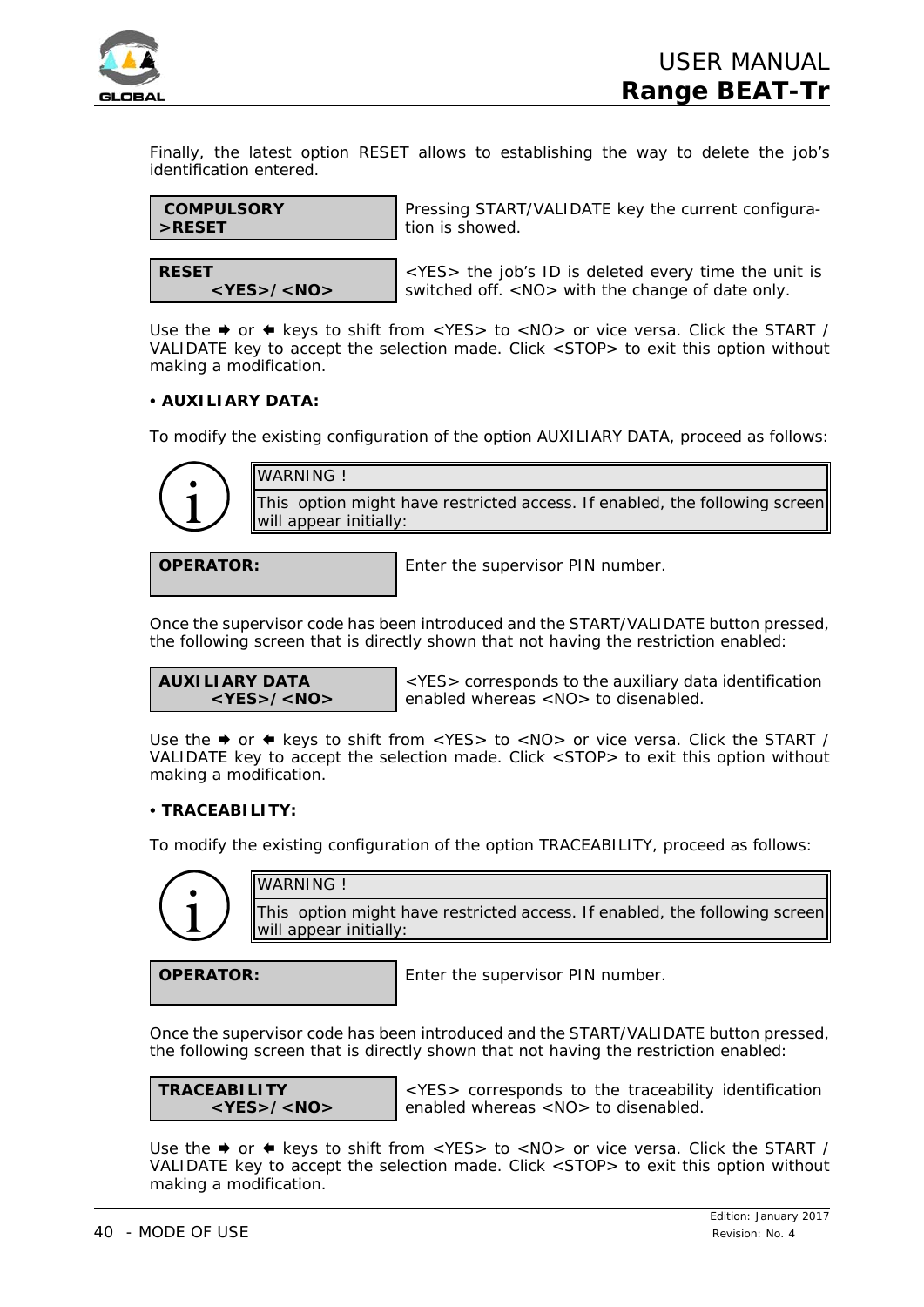Finally, the latest option RESET allows to establishing the way to delete the job's identification entered.

| **COMPULSORY**<br>**>RESET** | Pressing START/VALIDATE key the current configuration is showed. |
|---|---|

| **RESET**<br>**<YES>/<NO>** | <YES> the job's ID is deleted every time the unit is switched off. <NO> with the change of date only. |
|---|---|

Use the ➡ or ⬅ keys to shift from <YES> to <NO> or vice versa. Click the START / VALIDATE key to accept the selection made. Click <STOP> to exit this option without making a modification.

**• AUXILIARY DATA:**

To modify the existing configuration of the option AUXILIARY DATA, proceed as follows:

| WARNING ! |
|---|
| This option might have restricted access. If enabled, the following screen will appear initially: |

| **OPERATOR:** | Enter the supervisor PIN number. |
|---|---|

Once the supervisor code has been introduced and the START/VALIDATE button pressed, the following screen that is directly shown that not having the restriction enabled:

| **AUXILIARY DATA**<br>**<YES>/<NO>** | <YES> corresponds to the auxiliary data identification enabled whereas <NO> to disenabled. |
|---|---|

Use the ➡ or ⬅ keys to shift from <YES> to <NO> or vice versa. Click the START / VALIDATE key to accept the selection made. Click <STOP> to exit this option without making a modification.

**• TRACEABILITY:**

To modify the existing configuration of the option TRACEABILITY, proceed as follows:

| WARNING ! |
|---|
| This option might have restricted access. If enabled, the following screen will appear initially: |

| **OPERATOR:** | Enter the supervisor PIN number. |
|---|---|

Once the supervisor code has been introduced and the START/VALIDATE button pressed, the following screen that is directly shown that not having the restriction enabled:

| **TRACEABILITY**<br>**<YES>/<NO>** | <YES> corresponds to the traceability identification enabled whereas <NO> to disenabled. |
|---|---|

Use the ➡ or ⬅ keys to shift from <YES> to <NO> or vice versa. Click the START / VALIDATE key to accept the selection made. Click <STOP> to exit this option without making a modification.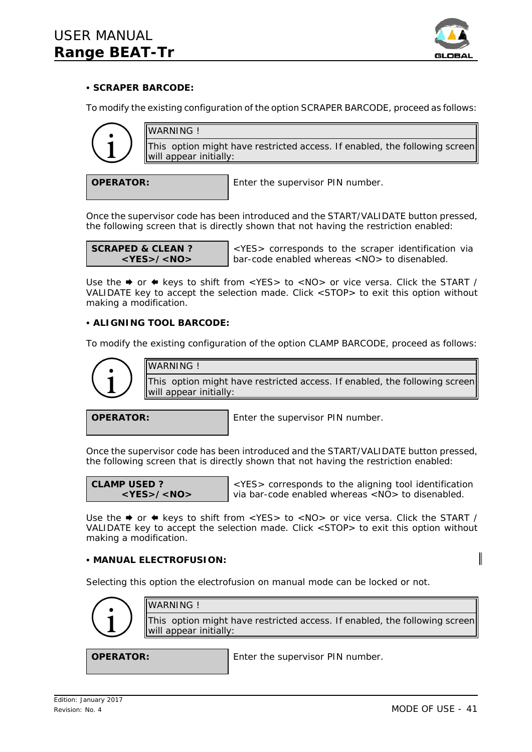• **SCRAPER BARCODE:**

To modify the existing configuration of the option SCRAPER BARCODE, proceed as follows:

| WARNING ! |
|---|
| This option might have restricted access. If enabled, the following screen will appear initially: |

| **OPERATOR:** | Enter the supervisor PIN number. |
|---|---|

Once the supervisor code has been introduced and the START/VALIDATE button pressed, the following screen that is directly shown that not having the restriction enabled:

| **SCRAPED & CLEAN ?** **<YES>/<NO>** | <YES> corresponds to the scraper identification via bar-code enabled whereas <NO> to disenabled. |
|---|---|

Use the ➡ or ⬅ keys to shift from <YES> to <NO> or vice versa. Click the START / VALIDATE key to accept the selection made. Click <STOP> to exit this option without making a modification.

• **ALIGNING TOOL BARCODE:**

To modify the existing configuration of the option CLAMP BARCODE, proceed as follows:

| WARNING ! |
|---|
| This option might have restricted access. If enabled, the following screen will appear initially: |

| **OPERATOR:** | Enter the supervisor PIN number. |
|---|---|

Once the supervisor code has been introduced and the START/VALIDATE button pressed, the following screen that is directly shown that not having the restriction enabled:

| **CLAMP USED ?** **<YES>/<NO>** | <YES> corresponds to the aligning tool identification via bar-code enabled whereas <NO> to disenabled. |
|---|---|

Use the ➡ or ⬅ keys to shift from <YES> to <NO> or vice versa. Click the START / VALIDATE key to accept the selection made. Click <STOP> to exit this option without making a modification.

• **MANUAL ELECTROFUSION:**

Selecting this option the electrofusion on manual mode can be locked or not.

| WARNING ! |
|---|
| This option might have restricted access. If enabled, the following screen will appear initially: |

| **OPERATOR:** | Enter the supervisor PIN number. |
|---|---|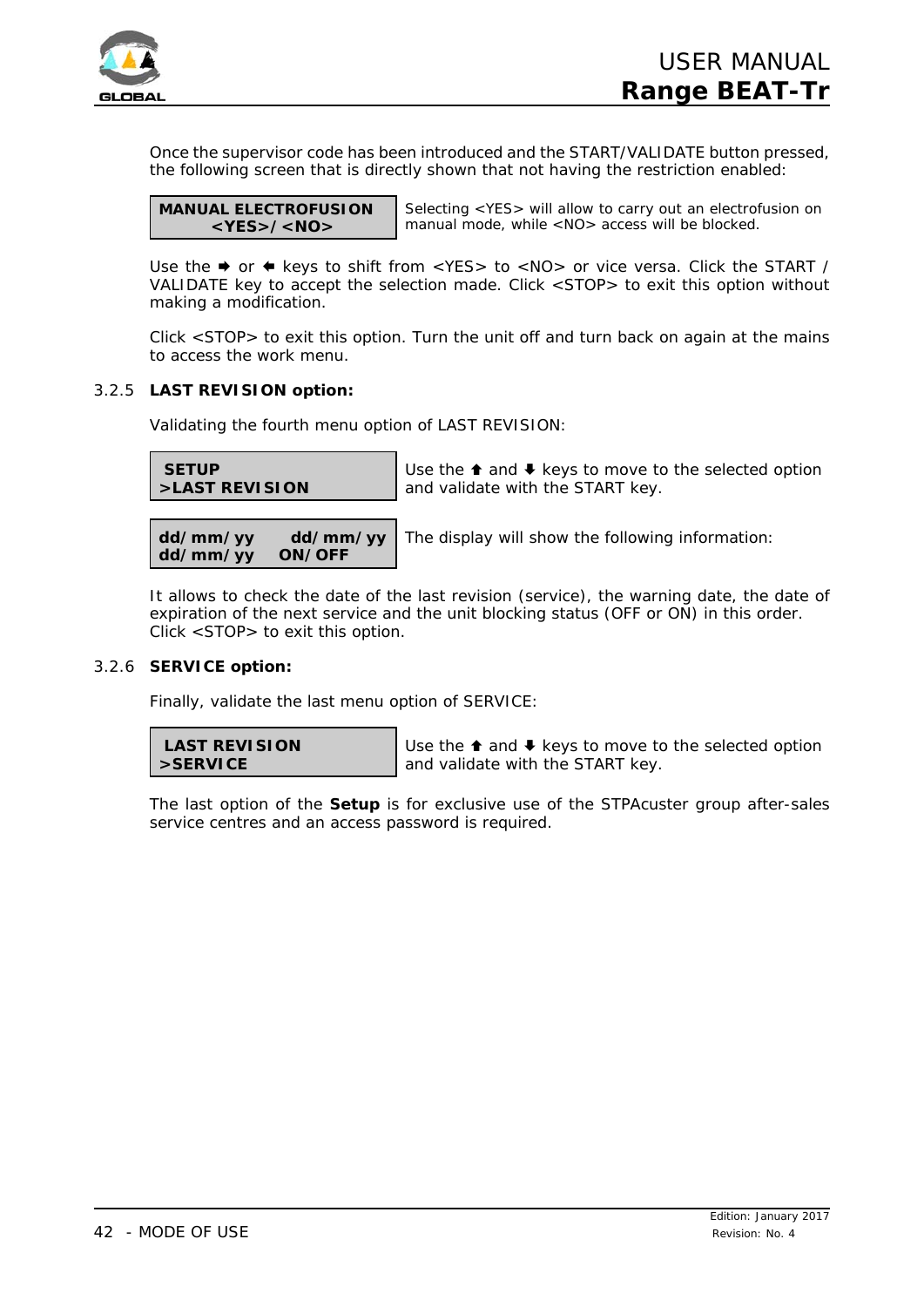Once the supervisor code has been introduced and the START/VALIDATE button pressed, the following screen that is directly shown that not having the restriction enabled:

| MANUAL ELECTROFUSION<br><YES>/<NO> | Selecting <YES> will allow to carry out an electrofusion on manual mode, while <NO> access will be blocked. |
|---|---|

Use the ➡ or ⬅ keys to shift from <YES> to <NO> or vice versa. Click the START / VALIDATE key to accept the selection made. Click <STOP> to exit this option without making a modification.

Click <STOP> to exit this option. Turn the unit off and turn back on again at the mains to access the work menu.

### 3.2.5 LAST REVISION option:

Validating the fourth menu option of LAST REVISION:

| SETUP<br>>LAST REVISION | Use the ⬆ and ⬇ keys to move to the selected option and validate with the START key. |
|---|---|
| dd/mm/yy dd/mm/yy<br>dd/mm/yy ON/OFF | The display will show the following information: |

It allows to check the date of the last revision (service), the warning date, the date of expiration of the next service and the unit blocking status (OFF or ON) in this order. Click <STOP> to exit this option.

### 3.2.6 SERVICE option:

Finally, validate the last menu option of SERVICE:

| LAST REVISION<br>>SERVICE | Use the ⬆ and ⬇ keys to move to the selected option and validate with the START key. |
|---|---|

The last option of the **Setup** is for exclusive use of the STPAcuster group after-sales service centres and an access password is required.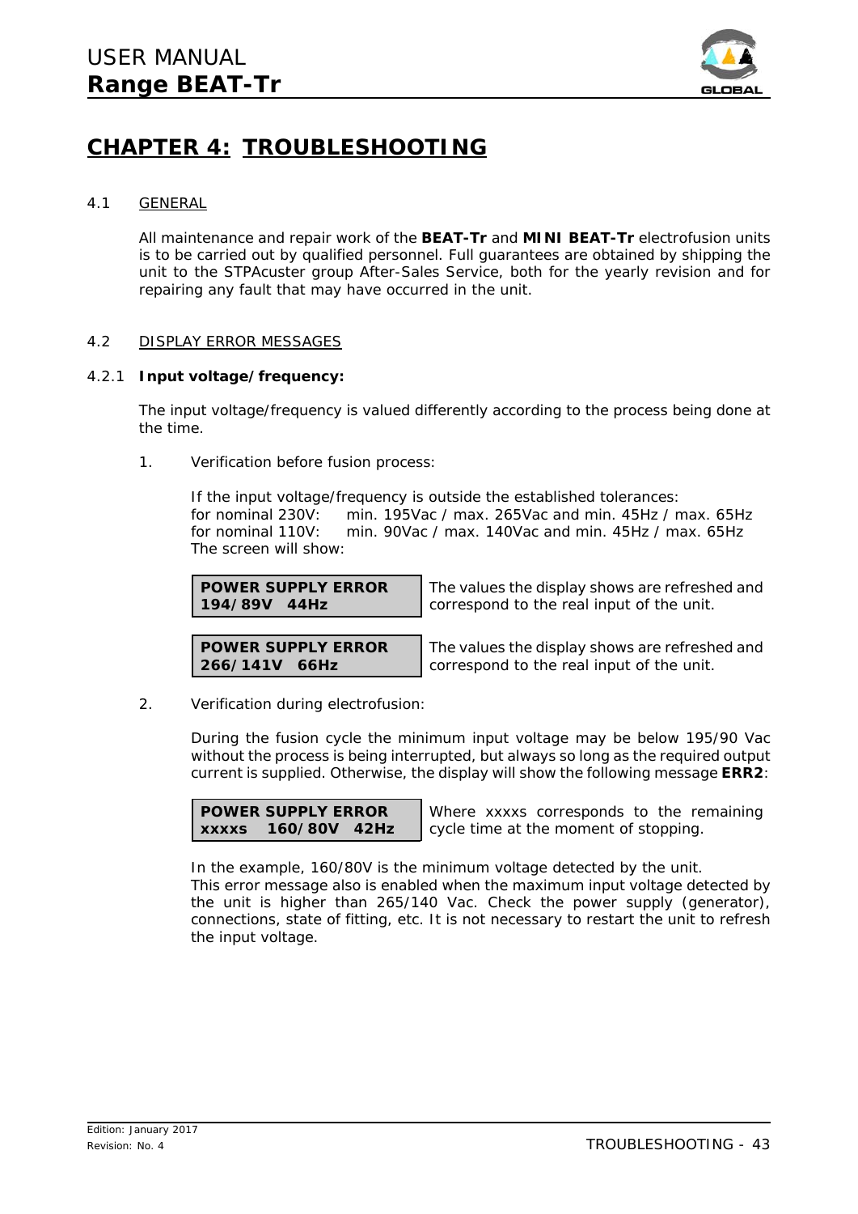# CHAPTER 4: TROUBLESHOOTING

## 4.1 GENERAL

All maintenance and repair work of the **BEAT-Tr** and **MINI BEAT-Tr** electrofusion units is to be carried out by qualified personnel. Full guarantees are obtained by shipping the unit to the STPAcuster group After-Sales Service, both for the yearly revision and for repairing any fault that may have occurred in the unit.

## 4.2 DISPLAY ERROR MESSAGES

### 4.2.1 Input voltage/frequency:

The input voltage/frequency is valued differently according to the process being done at the time.

1. Verification before fusion process:

   If the input voltage/frequency is outside the established tolerances:
   for nominal 230V: min. 195Vac / max. 265Vac and min. 45Hz / max. 65Hz
   for nominal 110V: min. 90Vac / max. 140Vac and min. 45Hz / max. 65Hz
   The screen will show:

   | Display | Description |
   |---|---|
   | **POWER SUPPLY ERROR**<br>**194/89V 44Hz** | The values the display shows are refreshed and correspond to the real input of the unit. |
   | **POWER SUPPLY ERROR**<br>**266/141V 66Hz** | The values the display shows are refreshed and correspond to the real input of the unit. |

2. Verification during electrofusion:

   During the fusion cycle the minimum input voltage may be below 195/90 Vac without the process is being interrupted, but always so long as the required output current is supplied. Otherwise, the display will show the following message **ERR2**:

   | Display | Description |
   |---|---|
   | **POWER SUPPLY ERROR**<br>**xxxxs 160/80V 42Hz** | Where xxxxs corresponds to the remaining cycle time at the moment of stopping. |

   In the example, 160/80V is the minimum voltage detected by the unit.
   This error message also is enabled when the maximum input voltage detected by the unit is higher than 265/140 Vac. Check the power supply (generator), connections, state of fitting, etc. It is not necessary to restart the unit to refresh the input voltage.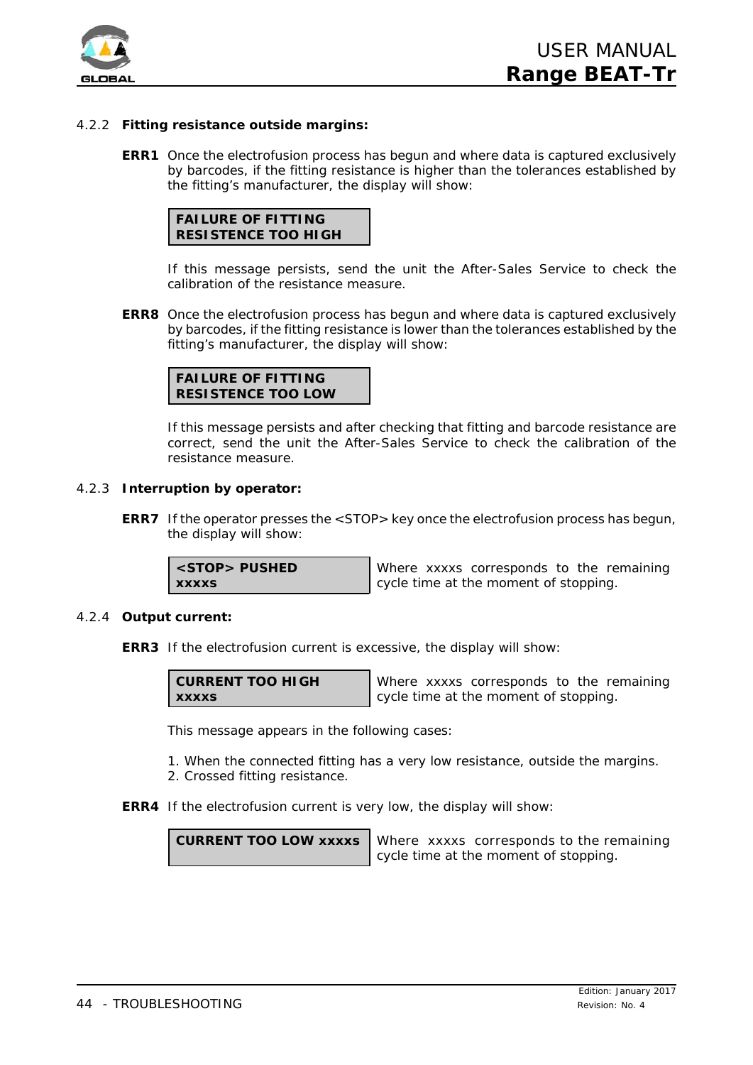### 4.2.2 Fitting resistance outside margins:

**ERR1** Once the electrofusion process has begun and where data is captured exclusively by barcodes, if the fitting resistance is higher than the tolerances established by the fitting's manufacturer, the display will show:

| **FAILURE OF FITTING RESISTENCE TOO HIGH** |
|---|

If this message persists, send the unit the After-Sales Service to check the calibration of the resistance measure.

**ERR8** Once the electrofusion process has begun and where data is captured exclusively by barcodes, if the fitting resistance is lower than the tolerances established by the fitting's manufacturer, the display will show:

| **FAILURE OF FITTING RESISTENCE TOO LOW** |
|---|

If this message persists and after checking that fitting and barcode resistance are correct, send the unit the After-Sales Service to check the calibration of the resistance measure.

### 4.2.3 Interruption by operator:

**ERR7** If the operator presses the <STOP> key once the electrofusion process has begun, the display will show:

| **<STOP> PUSHED xxxxs** | Where xxxxs corresponds to the remaining cycle time at the moment of stopping. |
|---|---|

### 4.2.4 Output current:

**ERR3** If the electrofusion current is excessive, the display will show:

| **CURRENT TOO HIGH xxxxs** | Where xxxxs corresponds to the remaining cycle time at the moment of stopping. |
|---|---|

This message appears in the following cases:

1. When the connected fitting has a very low resistance, outside the margins.
2. Crossed fitting resistance.

**ERR4** If the electrofusion current is very low, the display will show:

| **CURRENT TOO LOW xxxxs** | Where xxxxs corresponds to the remaining cycle time at the moment of stopping. |
|---|---|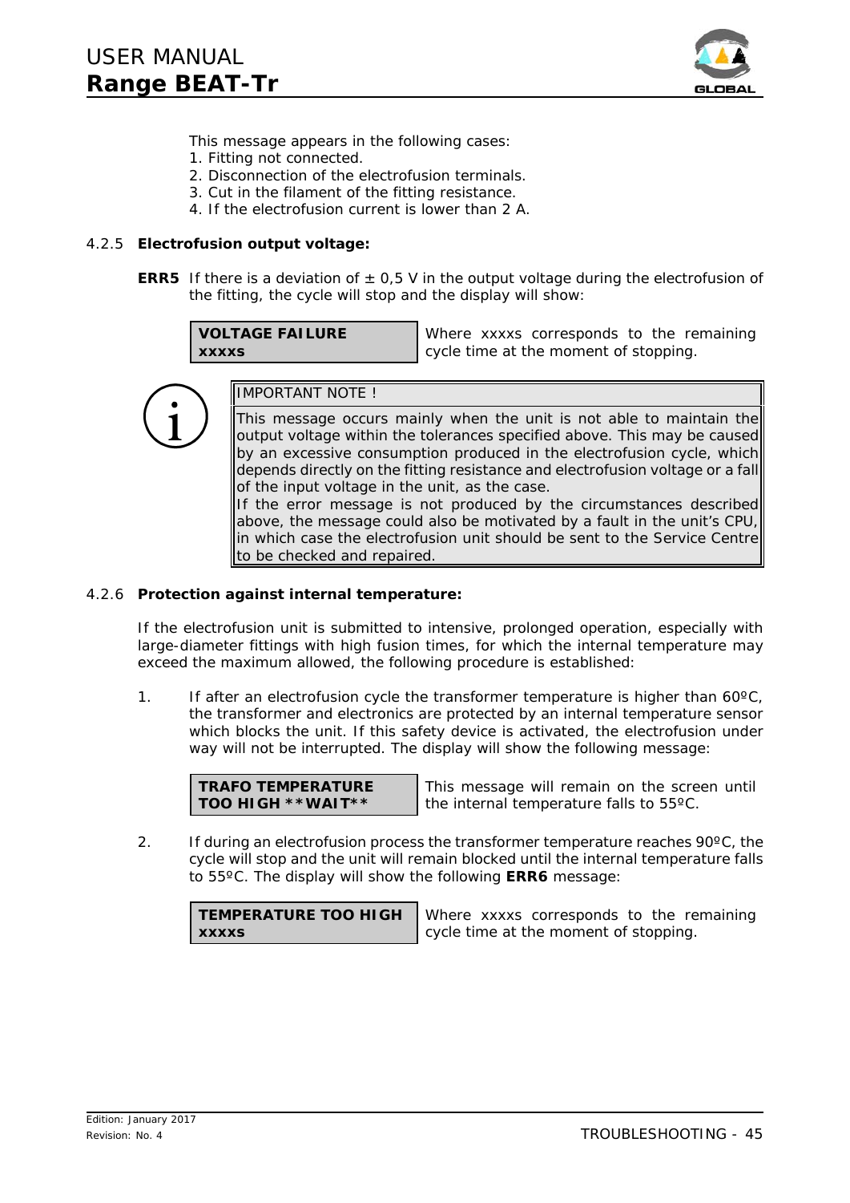This message appears in the following cases:

1. Fitting not connected.
2. Disconnection of the electrofusion terminals.
3. Cut in the filament of the fitting resistance.
4. If the electrofusion current is lower than 2 A.

### 4.2.5 Electrofusion output voltage:

**ERR5** If there is a deviation of ± 0,5 V in the output voltage during the electrofusion of the fitting, the cycle will stop and the display will show:

| VOLTAGE FAILURE<br>xxxxs | Where xxxxs corresponds to the remaining cycle time at the moment of stopping. |
|---|---|

> IMPORTANT NOTE !
>
> This message occurs mainly when the unit is not able to maintain the output voltage within the tolerances specified above. This may be caused by an excessive consumption produced in the electrofusion cycle, which depends directly on the fitting resistance and electrofusion voltage or a fall of the input voltage in the unit, as the case.
> If the error message is not produced by the circumstances described above, the message could also be motivated by a fault in the unit's CPU, in which case the electrofusion unit should be sent to the Service Centre to be checked and repaired.

### 4.2.6 Protection against internal temperature:

If the electrofusion unit is submitted to intensive, prolonged operation, especially with large-diameter fittings with high fusion times, for which the internal temperature may exceed the maximum allowed, the following procedure is established:

1. If after an electrofusion cycle the transformer temperature is higher than 60ºC, the transformer and electronics are protected by an internal temperature sensor which blocks the unit. If this safety device is activated, the electrofusion under way will not be interrupted. The display will show the following message:

| TRAFO TEMPERATURE<br>TOO HIGH **WAIT** | This message will remain on the screen until the internal temperature falls to 55ºC. |
|---|---|

2. If during an electrofusion process the transformer temperature reaches 90ºC, the cycle will stop and the unit will remain blocked until the internal temperature falls to 55ºC. The display will show the following **ERR6** message:

| TEMPERATURE TOO HIGH<br>xxxxs | Where xxxxs corresponds to the remaining cycle time at the moment of stopping. |
|---|---|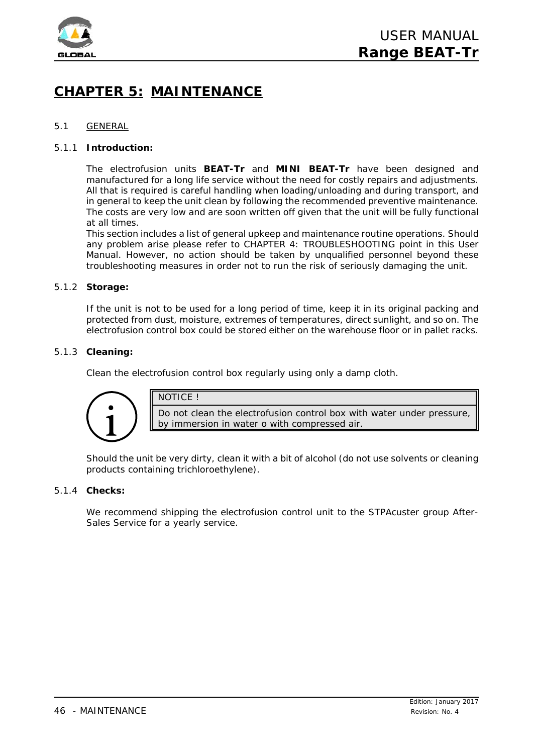# CHAPTER 5: MAINTENANCE

## 5.1 GENERAL

### 5.1.1 Introduction:

The electrofusion units **BEAT-Tr** and **MINI BEAT-Tr** have been designed and manufactured for a long life service without the need for costly repairs and adjustments. All that is required is careful handling when loading/unloading and during transport, and in general to keep the unit clean by following the recommended preventive maintenance. The costs are very low and are soon written off given that the unit will be fully functional at all times.

This section includes a list of general upkeep and maintenance routine operations. Should any problem arise please refer to CHAPTER 4: TROUBLESHOOTING point in this User Manual. However, no action should be taken by unqualified personnel beyond these troubleshooting measures in order not to run the risk of seriously damaging the unit.

### 5.1.2 Storage:

If the unit is not to be used for a long period of time, keep it in its original packing and protected from dust, moisture, extremes of temperatures, direct sunlight, and so on. The electrofusion control box could be stored either on the warehouse floor or in pallet racks.

### 5.1.3 Cleaning:

Clean the electrofusion control box regularly using only a damp cloth.

| NOTICE ! |
| --- |
| Do not clean the electrofusion control box with water under pressure, by immersion in water o with compressed air. |

Should the unit be very dirty, clean it with a bit of alcohol (do not use solvents or cleaning products containing trichloroethylene).

### 5.1.4 Checks:

We recommend shipping the electrofusion control unit to the STPAcuster group After-Sales Service for a yearly service.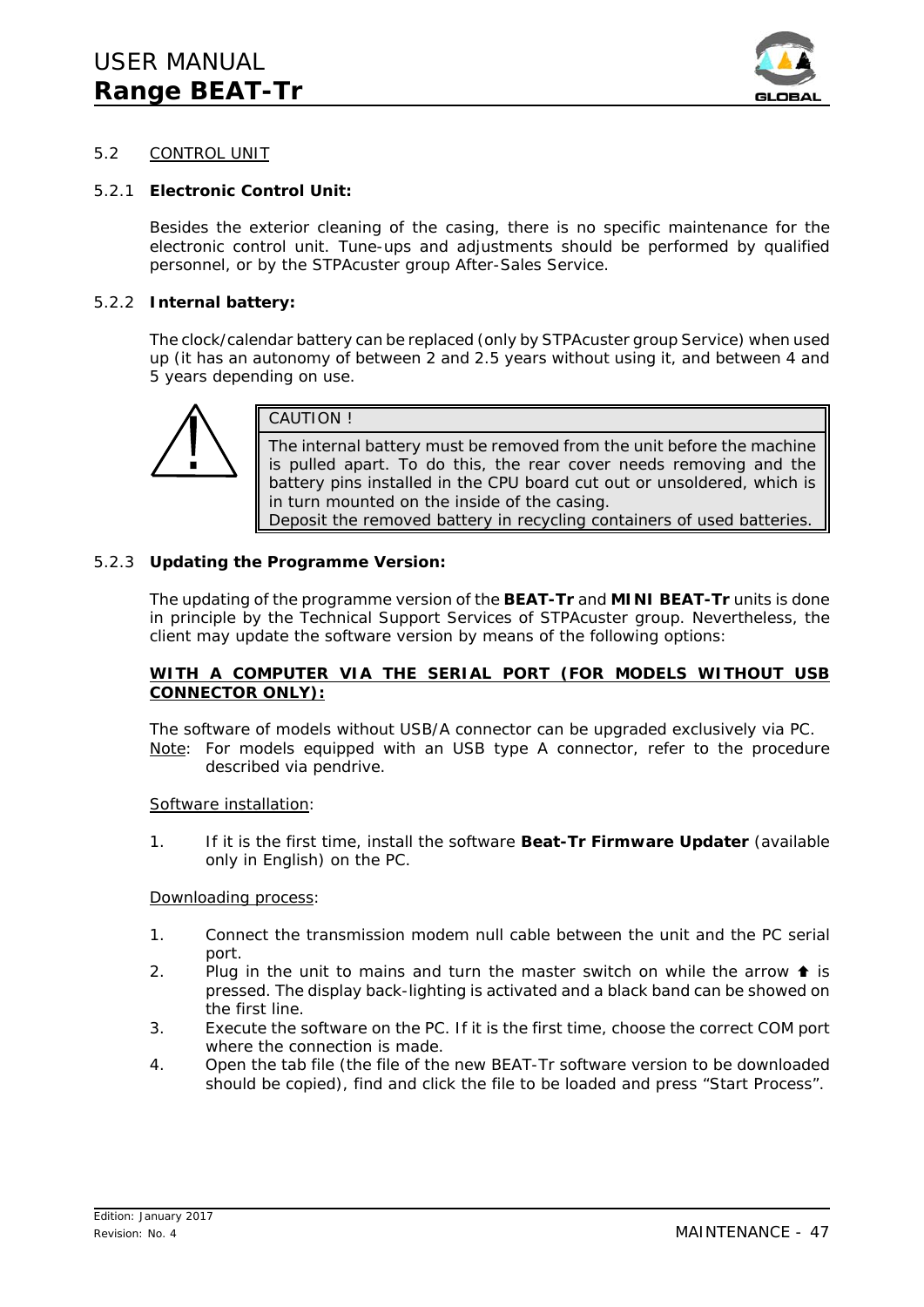## 5.2 CONTROL UNIT

### 5.2.1 **Electronic Control Unit:**

Besides the exterior cleaning of the casing, there is no specific maintenance for the electronic control unit. Tune-ups and adjustments should be performed by qualified personnel, or by the STPAcuster group After-Sales Service.

### 5.2.2 **Internal battery:**

The clock/calendar battery can be replaced (only by STPAcuster group Service) when used up (it has an autonomy of between 2 and 2.5 years without using it, and between 4 and 5 years depending on use.

> CAUTION !
>
> The internal battery must be removed from the unit before the machine is pulled apart. To do this, the rear cover needs removing and the battery pins installed in the CPU board cut out or unsoldered, which is in turn mounted on the inside of the casing.
> Deposit the removed battery in recycling containers of used batteries.

### 5.2.3 **Updating the Programme Version:**

The updating of the programme version of the **BEAT-Tr** and **MINI BEAT-Tr** units is done in principle by the Technical Support Services of STPAcuster group. Nevertheless, the client may update the software version by means of the following options:

**WITH A COMPUTER VIA THE SERIAL PORT (FOR MODELS WITHOUT USB CONNECTOR ONLY):**

The software of models without USB/A connector can be upgraded exclusively via PC.
Note: For models equipped with an USB type A connector, refer to the procedure described via pendrive.

Software installation:

1. If it is the first time, install the software **Beat-Tr Firmware Updater** (available only in English) on the PC.

Downloading process:

1. Connect the transmission modem null cable between the unit and the PC serial port.
2. Plug in the unit to mains and turn the master switch on while the arrow ⬆ is pressed. The display back-lighting is activated and a black band can be showed on the first line.
3. Execute the software on the PC. If it is the first time, choose the correct COM port where the connection is made.
4. Open the tab file (the file of the new BEAT-Tr software version to be downloaded should be copied), find and click the file to be loaded and press “Start Process”.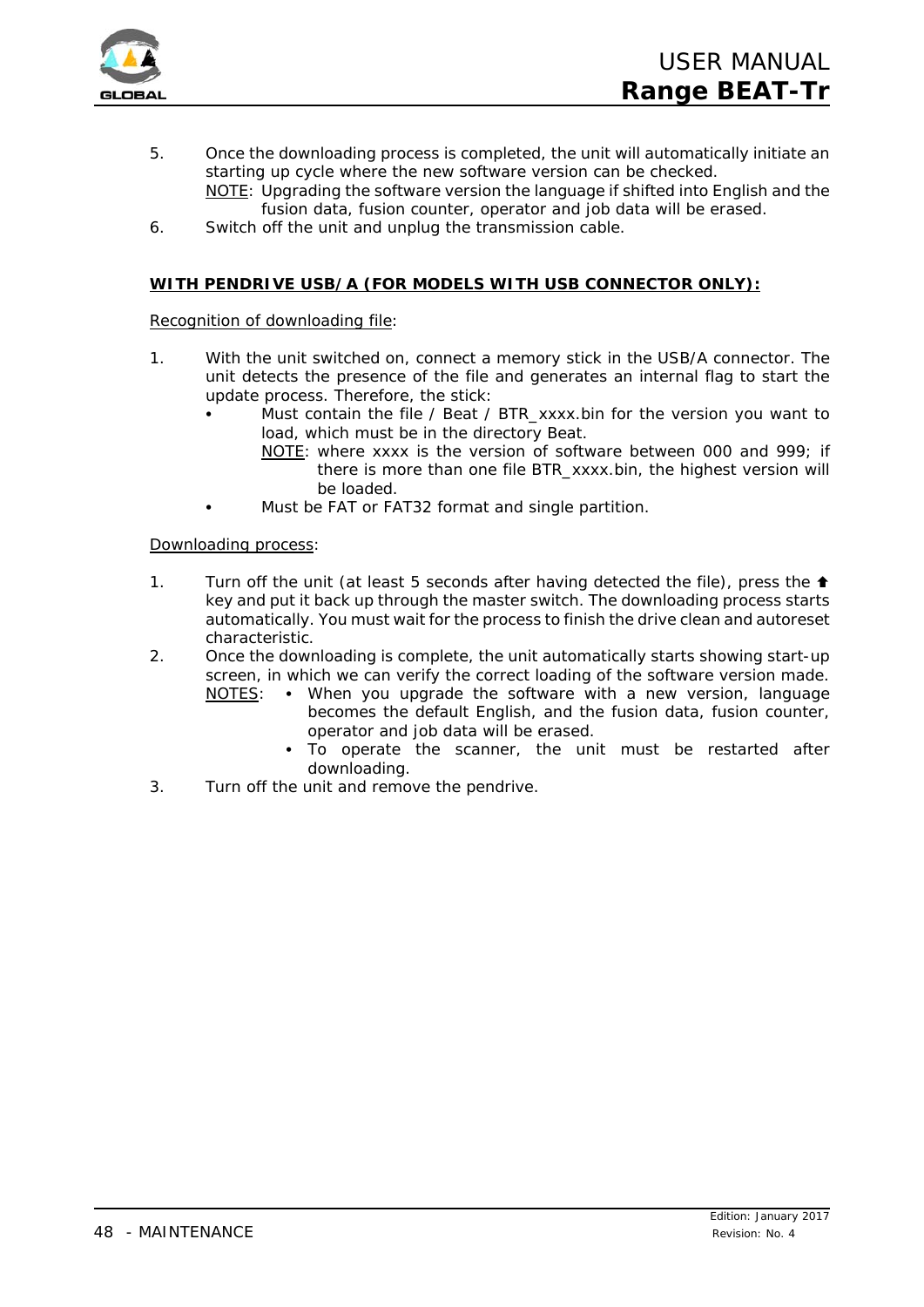5. Once the downloading process is completed, the unit will automatically initiate an starting up cycle where the new software version can be checked.
   NOTE: Upgrading the software version the language if shifted into English and the fusion data, fusion counter, operator and job data will be erased.
6. Switch off the unit and unplug the transmission cable.

**WITH PENDRIVE USB/A (FOR MODELS WITH USB CONNECTOR ONLY):**

Recognition of downloading file:

1. With the unit switched on, connect a memory stick in the USB/A connector. The unit detects the presence of the file and generates an internal flag to start the update process. Therefore, the stick:
   - Must contain the file / Beat / BTR_xxxx.bin for the version you want to load, which must be in the directory Beat.
     NOTE: where xxxx is the version of software between 000 and 999; if there is more than one file BTR_xxxx.bin, the highest version will be loaded.
   - Must be FAT or FAT32 format and single partition.

Downloading process:

1. Turn off the unit (at least 5 seconds after having detected the file), press the ⬆ key and put it back up through the master switch. The downloading process starts automatically. You must wait for the process to finish the drive clean and autoreset characteristic.
2. Once the downloading is complete, the unit automatically starts showing start-up screen, in which we can verify the correct loading of the software version made.
   NOTES:
   - When you upgrade the software with a new version, language becomes the default English, and the fusion data, fusion counter, operator and job data will be erased.
   - To operate the scanner, the unit must be restarted after downloading.
3. Turn off the unit and remove the pendrive.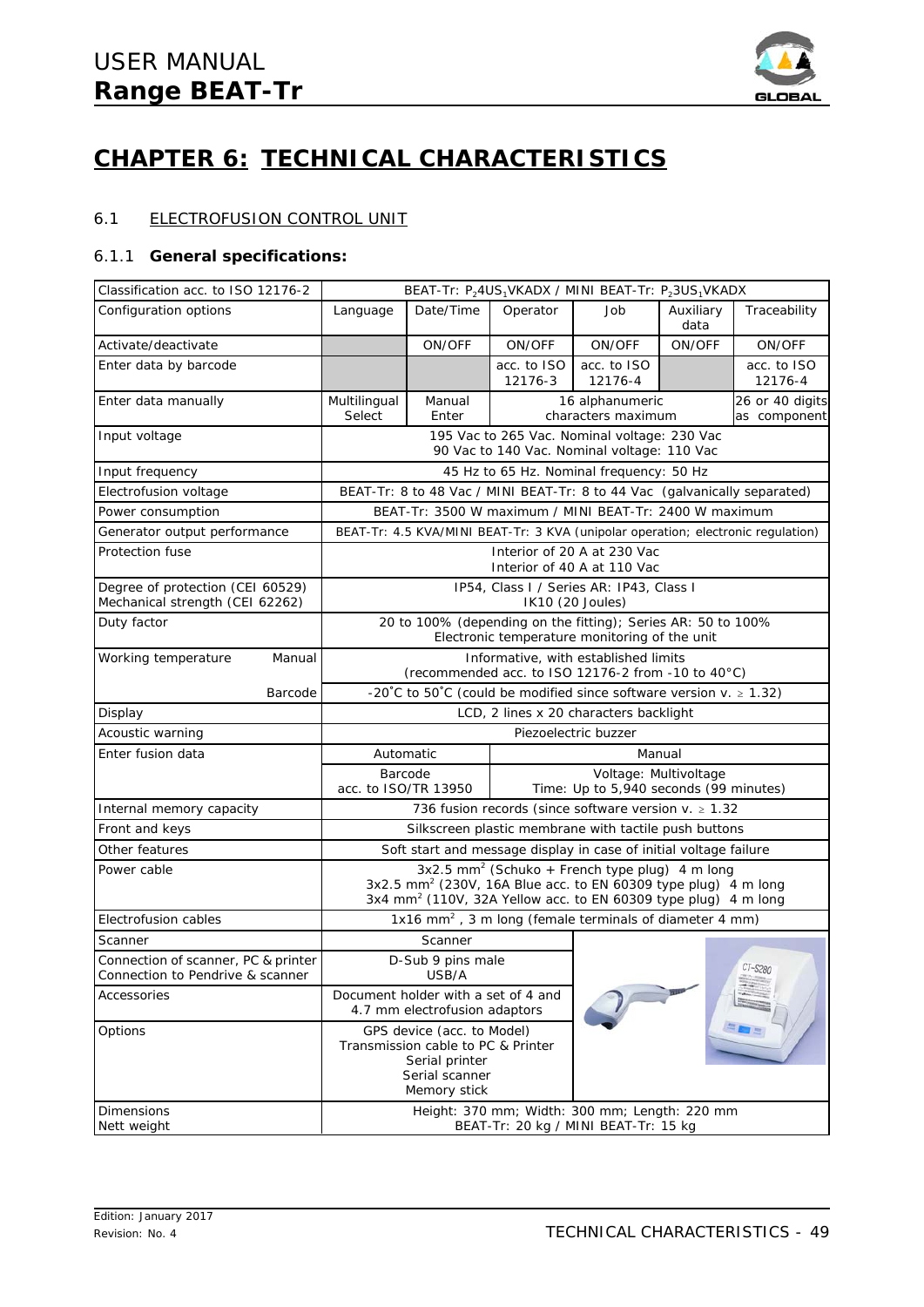# CHAPTER 6: TECHNICAL CHARACTERISTICS

## 6.1 ELECTROFUSION CONTROL UNIT

### 6.1.1 General specifications:

| Classification acc. to ISO 12176-2 | BEAT-Tr: $P_2 4US_1 VKADX$ / MINI BEAT-Tr: $P_2 3US_1 VKADX$ | | | | | |
|---|---|---|---|---|---|---|
| Configuration options | Language | Date/Time | Operator | Job | Auxiliary data | Traceability |
| Activate/deactivate | | ON/OFF | ON/OFF | ON/OFF | ON/OFF | ON/OFF |
| Enter data by barcode | | | acc. to ISO 12176-3 | acc. to ISO 12176-4 | | acc. to ISO 12176-4 |
| Enter data manually | Multilingual Select | Manual Enter | 16 alphanumeric characters maximum | | | 26 or 40 digits as component |
| Input voltage | 195 Vac to 265 Vac. Nominal voltage: 230 Vac<br>90 Vac to 140 Vac. Nominal voltage: 110 Vac | | | | | |
| Input frequency | 45 Hz to 65 Hz. Nominal frequency: 50 Hz | | | | | |
| Electrofusion voltage | BEAT-Tr: 8 to 48 Vac / MINI BEAT-Tr: 8 to 44 Vac (galvanically separated) | | | | | |
| Power consumption | BEAT-Tr: 3500 W maximum / MINI BEAT-Tr: 2400 W maximum | | | | | |
| Generator output performance | BEAT-Tr: 4.5 KVA/MINI BEAT-Tr: 3 KVA (unipolar operation; electronic regulation) | | | | | |
| Protection fuse | Interior of 20 A at 230 Vac<br>Interior of 40 A at 110 Vac | | | | | |
| Degree of protection (CEI 60529)<br>Mechanical strength (CEI 62262) | IP54, Class I / Series AR: IP43, Class I<br>IK10 (20 Joules) | | | | | |
| Duty factor | 20 to 100% (depending on the fitting); Series AR: 50 to 100%<br>Electronic temperature monitoring of the unit | | | | | |
| Working temperature Manual | Informative, with established limits<br>(recommended acc. to ISO 12176-2 from -10 to 40°C) | | | | | |
| Barcode | -20°C to 50°C (could be modified since software version v. ≥ 1.32) | | | | | |
| Display | LCD, 2 lines x 20 characters backlight | | | | | |
| Acoustic warning | Piezoelectric buzzer | | | | | |
| Enter fusion data | Automatic | | Manual | | | |
| | Barcode acc. to ISO/TR 13950 | | Voltage: Multivoltage<br>Time: Up to 5,940 seconds (99 minutes) | | | |
| Internal memory capacity | 736 fusion records (since software version v. ≥ 1.32 | | | | | |
| Front and keys | Silkscreen plastic membrane with tactile push buttons | | | | | |
| Other features | Soft start and message display in case of initial voltage failure | | | | | |
| Power cable | 3x2.5 mm² (Schuko + French type plug) 4 m long<br>3x2.5 mm² (230V, 16A Blue acc. to EN 60309 type plug) 4 m long<br>3x4 mm² (110V, 32A Yellow acc. to EN 60309 type plug) 4 m long | | | | | |
| Electrofusion cables | 1x16 mm², 3 m long (female terminals of diameter 4 mm) | | | | | |
| Scanner | Scanner | | | | | |
| Connection of scanner, PC & printer<br>Connection to Pendrive & scanner | D-Sub 9 pins male<br>USB/A | | | | | |
| Accessories | Document holder with a set of 4 and 4.7 mm electrofusion adaptors | | | | | |
| Options | GPS device (acc. to Model)<br>Transmission cable to PC & Printer<br>Serial printer<br>Serial scanner<br>Memory stick | | | | | |
| Dimensions<br>Nett weight | Height: 370 mm; Width: 300 mm; Length: 220 mm<br>BEAT-Tr: 20 kg / MINI BEAT-Tr: 15 kg | | | | | |

Edition: January 2017
Revision: No. 4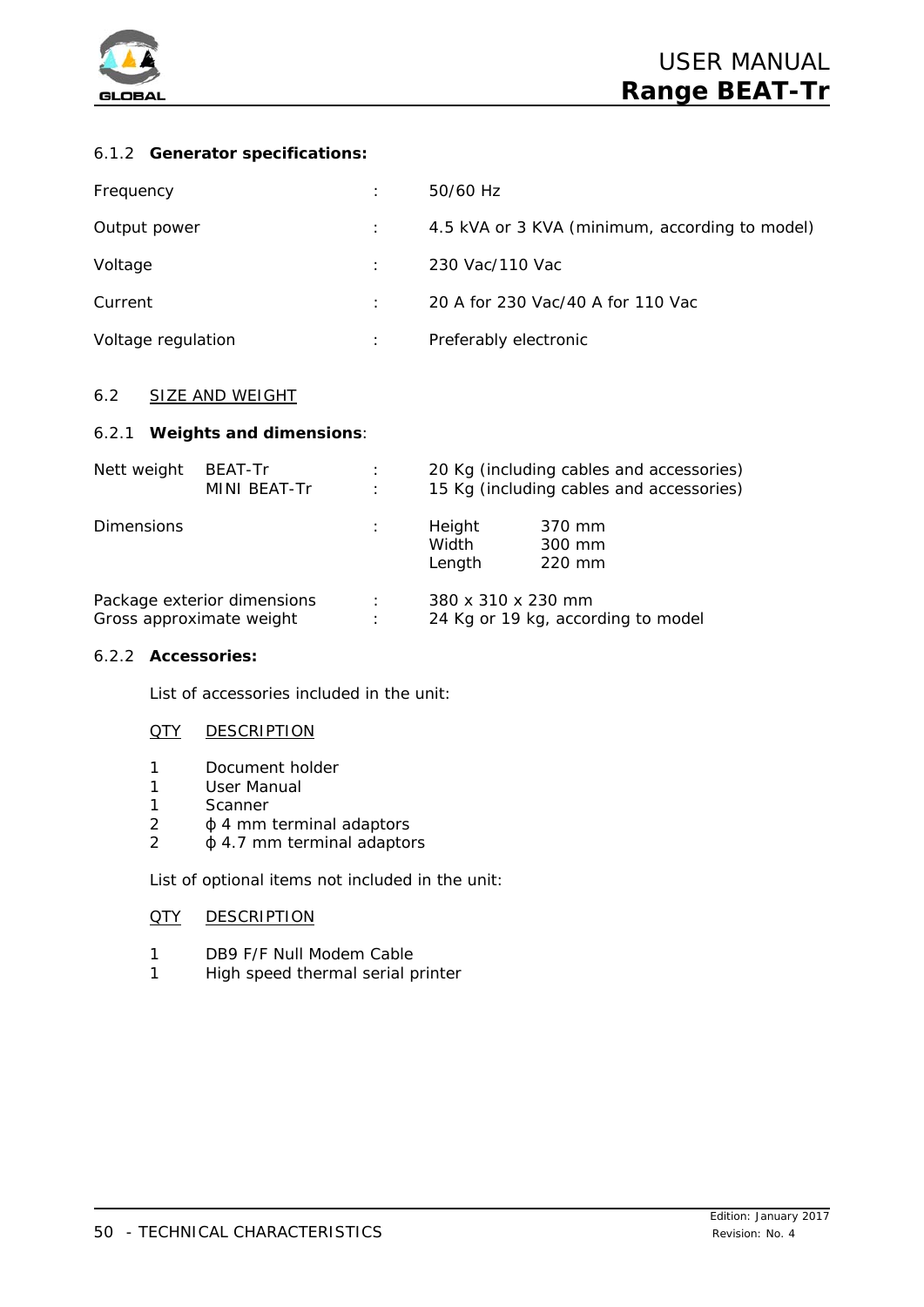#### 6.1.2 **Generator specifications:**

| | | |
|---|---|---|
| Frequency | : | 50/60 Hz |
| Output power | : | 4.5 kVA or 3 KVA (minimum, according to model) |
| Voltage | : | 230 Vac/110 Vac |
| Current | : | 20 A for 230 Vac/40 A for 110 Vac |
| Voltage regulation | : | Preferably electronic |

### 6.2 SIZE AND WEIGHT

#### 6.2.1 **Weights and dimensions**:

| | | | |
|---|---|---|---|
| Nett weight BEAT-Tr | : | 20 Kg (including cables and accessories) | |
| MINI BEAT-Tr | : | 15 Kg (including cables and accessories) | |
| Dimensions | : | Height | 370 mm |
| | | Width | 300 mm |
| | | Length | 220 mm |
| Package exterior dimensions | : | 380 x 310 x 230 mm | |
| Gross approximate weight | : | 24 Kg or 19 kg, according to model | |

#### 6.2.2 **Accessories:**

List of accessories included in the unit:

| QTY | DESCRIPTION |
|---|---|
| 1 | Document holder |
| 1 | User Manual |
| 1 | Scanner |
| 2 | ϕ 4 mm terminal adaptors |
| 2 | ϕ 4.7 mm terminal adaptors |

List of optional items not included in the unit:

| QTY | DESCRIPTION |
|---|---|
| 1 | DB9 F/F Null Modem Cable |
| 1 | High speed thermal serial printer |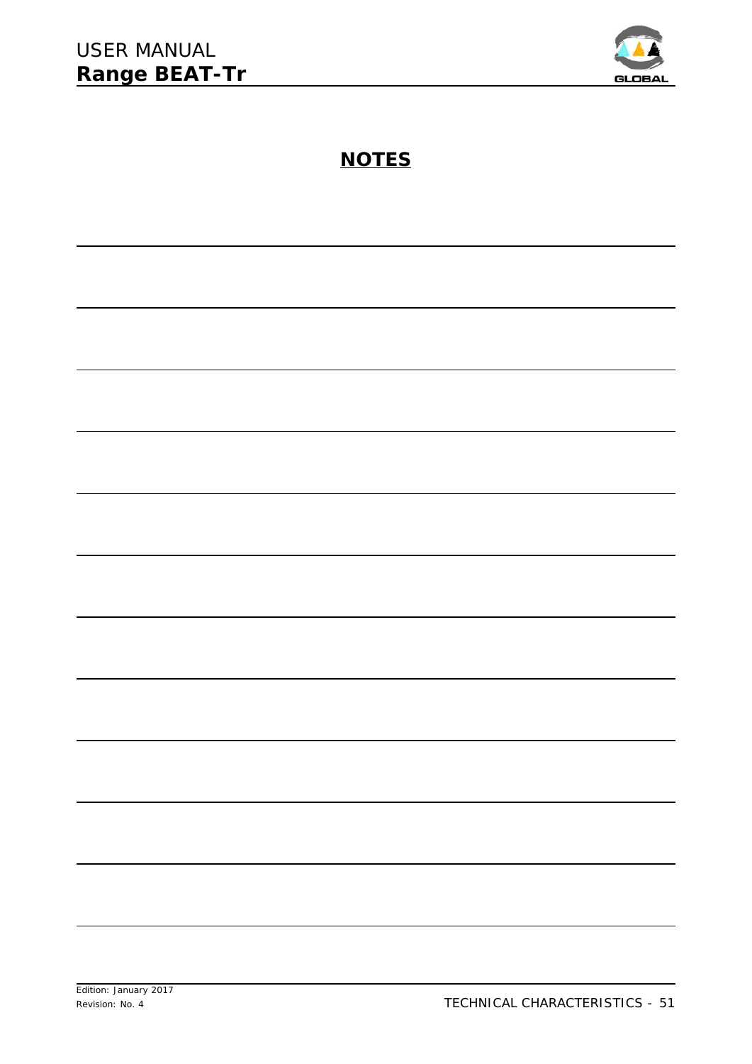# NOTES